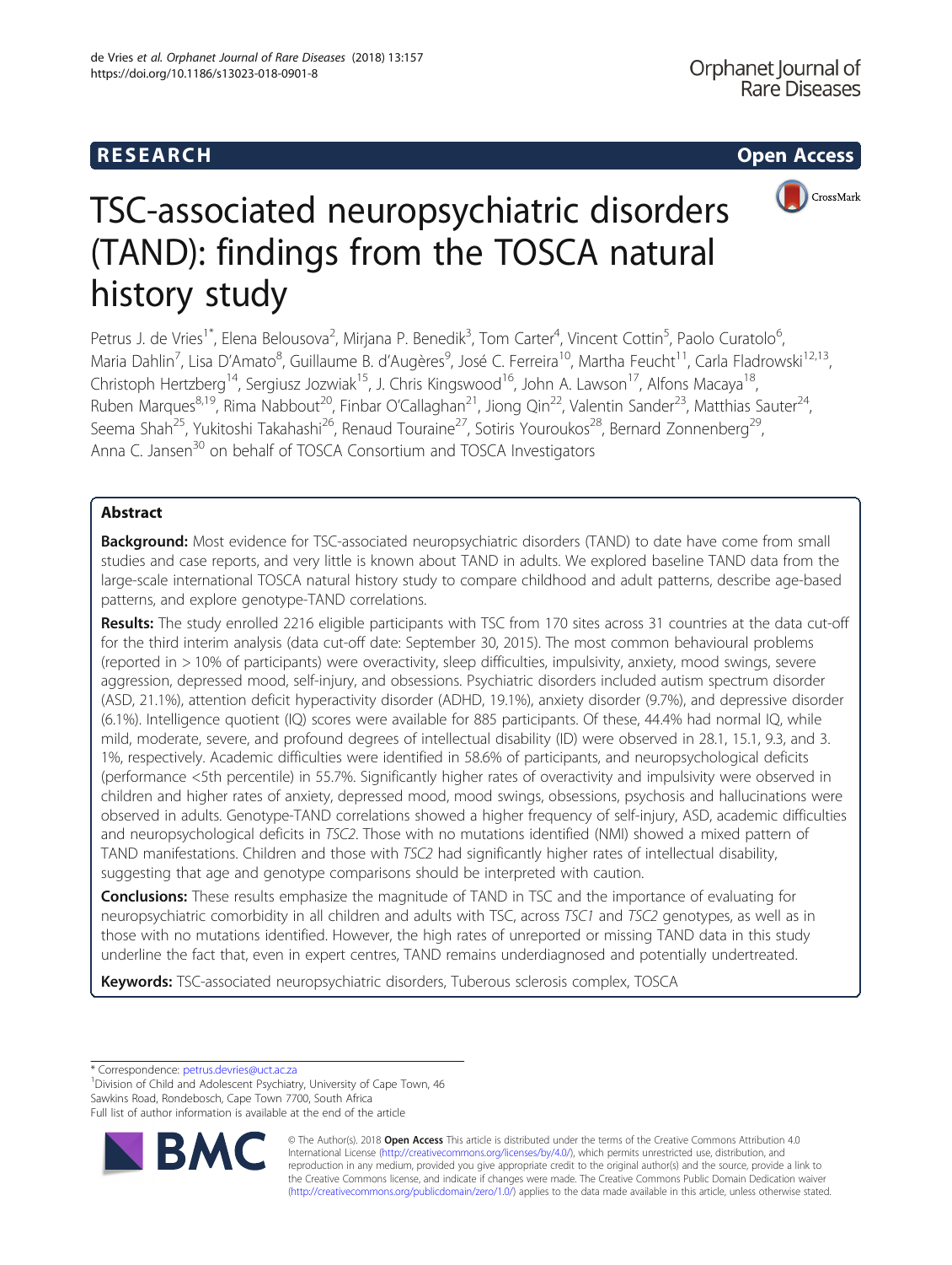RESEARCH

Open Access

# TSC-associated neuropsychiatric disorders (TAND): findings from the TOSCA natural history study

Petrus J. de Vries[1*], Elena Belousova[2], Mirjana P. Benedik[3], Tom Carter[4], Vincent Cottin[5], Paolo Curatolo[6], Maria Dahlin[7], Lisa D'Amato[8], Guillaume B. d'Augères[9], José C. Ferreira[10], Martha Feucht[11], Carla Fladrowski[12,13], Christoph Hertzberg[14], Sergiusz Jozwiak[15], J. Chris Kingswood[16], John A. Lawson[17], Alfons Macaya[18], Ruben Marques[8,19], Rima Nabbout[20], Finbar O'Callaghan[21], Jiong Qin[22], Valentin Sander[23], Matthias Sauter[24], Seema Shah[25], Yukitoshi Takahashi[26], Renaud Touraine[27], Sotiris Youroukos[28], Bernard Zonnenberg[29], Anna C. Jansen[30] on behalf of TOSCA Consortium and TOSCA Investigators

## Abstract

**Background:** Most evidence for TSC-associated neuropsychiatric disorders (TAND) to date have come from small studies and case reports, and very little is known about TAND in adults. We explored baseline TAND data from the large-scale international TOSCA natural history study to compare childhood and adult patterns, describe age-based patterns, and explore genotype-TAND correlations.

**Results:** The study enrolled 2216 eligible participants with TSC from 170 sites across 31 countries at the data cut-off for the third interim analysis (data cut-off date: September 30, 2015). The most common behavioural problems (reported in > 10% of participants) were overactivity, sleep difficulties, impulsivity, anxiety, mood swings, severe aggression, depressed mood, self-injury, and obsessions. Psychiatric disorders included autism spectrum disorder (ASD, 21.1%), attention deficit hyperactivity disorder (ADHD, 19.1%), anxiety disorder (9.7%), and depressive disorder (6.1%). Intelligence quotient (IQ) scores were available for 885 participants. Of these, 44.4% had normal IQ, while mild, moderate, severe, and profound degrees of intellectual disability (ID) were observed in 28.1, 15.1, 9.3, and 3.1%, respectively. Academic difficulties were identified in 58.6% of participants, and neuropsychological deficits (performance <5th percentile) in 55.7%. Significantly higher rates of overactivity and impulsivity were observed in children and higher rates of anxiety, depressed mood, mood swings, obsessions, psychosis and hallucinations were observed in adults. Genotype-TAND correlations showed a higher frequency of self-injury, ASD, academic difficulties and neuropsychological deficits in *TSC2*. Those with no mutations identified (NMI) showed a mixed pattern of TAND manifestations. Children and those with *TSC2* had significantly higher rates of intellectual disability, suggesting that age and genotype comparisons should be interpreted with caution.

**Conclusions:** These results emphasize the magnitude of TAND in TSC and the importance of evaluating for neuropsychiatric comorbidity in all children and adults with TSC, across *TSC1* and *TSC2* genotypes, as well as in those with no mutations identified. However, the high rates of unreported or missing TAND data in this study underline the fact that, even in expert centres, TAND remains underdiagnosed and potentially undertreated.

**Keywords:** TSC-associated neuropsychiatric disorders, Tuberous sclerosis complex, TOSCA

---

\* Correspondence: petrus.devries@uct.ac.za
[1]Division of Child and Adolescent Psychiatry, University of Cape Town, 46 Sawkins Road, Rondebosch, Cape Town 7700, South Africa
Full list of author information is available at the end of the article

© The Author(s). 2018 **Open Access** This article is distributed under the terms of the Creative Commons Attribution 4.0 International License (http://creativecommons.org/licenses/by/4.0/), which permits unrestricted use, distribution, and reproduction in any medium, provided you give appropriate credit to the original author(s) and the source, provide a link to the Creative Commons license, and indicate if changes were made. The Creative Commons Public Domain Dedication waiver (http://creativecommons.org/publicdomain/zero/1.0/) applies to the data made available in this article, unless otherwise stated.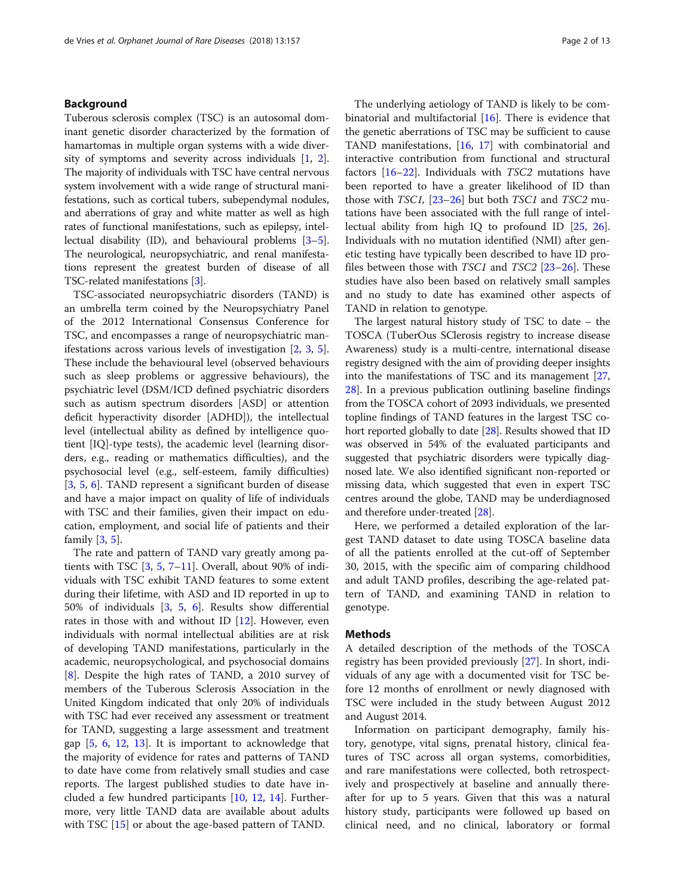## Background

Tuberous sclerosis complex (TSC) is an autosomal dominant genetic disorder characterized by the formation of hamartomas in multiple organ systems with a wide diversity of symptoms and severity across individuals [1, 2]. The majority of individuals with TSC have central nervous system involvement with a wide range of structural manifestations, such as cortical tubers, subependymal nodules, and aberrations of gray and white matter as well as high rates of functional manifestations, such as epilepsy, intellectual disability (ID), and behavioural problems [3–5]. The neurological, neuropsychiatric, and renal manifestations represent the greatest burden of disease of all TSC-related manifestations [3].

TSC-associated neuropsychiatric disorders (TAND) is an umbrella term coined by the Neuropsychiatry Panel of the 2012 International Consensus Conference for TSC, and encompasses a range of neuropsychiatric manifestations across various levels of investigation [2, 3, 5]. These include the behavioural level (observed behaviours such as sleep problems or aggressive behaviours), the psychiatric level (DSM/ICD defined psychiatric disorders such as autism spectrum disorders [ASD] or attention deficit hyperactivity disorder [ADHD]), the intellectual level (intellectual ability as defined by intelligence quotient [IQ]-type tests), the academic level (learning disorders, e.g., reading or mathematics difficulties), and the psychosocial level (e.g., self-esteem, family difficulties) [3, 5, 6]. TAND represent a significant burden of disease and have a major impact on quality of life of individuals with TSC and their families, given their impact on education, employment, and social life of patients and their family [3, 5].

The rate and pattern of TAND vary greatly among patients with TSC [3, 5, 7–11]. Overall, about 90% of individuals with TSC exhibit TAND features to some extent during their lifetime, with ASD and ID reported in up to 50% of individuals [3, 5, 6]. Results show differential rates in those with and without ID [12]. However, even individuals with normal intellectual abilities are at risk of developing TAND manifestations, particularly in the academic, neuropsychological, and psychosocial domains [8]. Despite the high rates of TAND, a 2010 survey of members of the Tuberous Sclerosis Association in the United Kingdom indicated that only 20% of individuals with TSC had ever received any assessment or treatment for TAND, suggesting a large assessment and treatment gap [5, 6, 12, 13]. It is important to acknowledge that the majority of evidence for rates and patterns of TAND to date have come from relatively small studies and case reports. The largest published studies to date have included a few hundred participants [10, 12, 14]. Furthermore, very little TAND data are available about adults with TSC [15] or about the age-based pattern of TAND.

The underlying aetiology of TAND is likely to be combinatorial and multifactorial [16]. There is evidence that the genetic aberrations of TSC may be sufficient to cause TAND manifestations, [16, 17] with combinatorial and interactive contribution from functional and structural factors [16–22]. Individuals with *TSC2* mutations have been reported to have a greater likelihood of ID than those with *TSC1,* [23–26] but both *TSC1* and *TSC2* mutations have been associated with the full range of intellectual ability from high IQ to profound ID [25, 26]. Individuals with no mutation identified (NMI) after genetic testing have typically been described to have ID profiles between those with *TSC1* and *TSC2* [23–26]. These studies have also been based on relatively small samples and no study to date has examined other aspects of TAND in relation to genotype.

The largest natural history study of TSC to date – the TOSCA (TuberOus SClerosis registry to increase disease Awareness) study is a multi-centre, international disease registry designed with the aim of providing deeper insights into the manifestations of TSC and its management [27, 28]. In a previous publication outlining baseline findings from the TOSCA cohort of 2093 individuals, we presented topline findings of TAND features in the largest TSC cohort reported globally to date [28]. Results showed that ID was observed in 54% of the evaluated participants and suggested that psychiatric disorders were typically diagnosed late. We also identified significant non-reported or missing data, which suggested that even in expert TSC centres around the globe, TAND may be underdiagnosed and therefore under-treated [28].

Here, we performed a detailed exploration of the largest TAND dataset to date using TOSCA baseline data of all the patients enrolled at the cut-off of September 30, 2015, with the specific aim of comparing childhood and adult TAND profiles, describing the age-related pattern of TAND, and examining TAND in relation to genotype.

## Methods

A detailed description of the methods of the TOSCA registry has been provided previously [27]. In short, individuals of any age with a documented visit for TSC before 12 months of enrollment or newly diagnosed with TSC were included in the study between August 2012 and August 2014.

Information on participant demography, family history, genotype, vital signs, prenatal history, clinical features of TSC across all organ systems, comorbidities, and rare manifestations were collected, both retrospectively and prospectively at baseline and annually thereafter for up to 5 years. Given that this was a natural history study, participants were followed up based on clinical need, and no clinical, laboratory or formal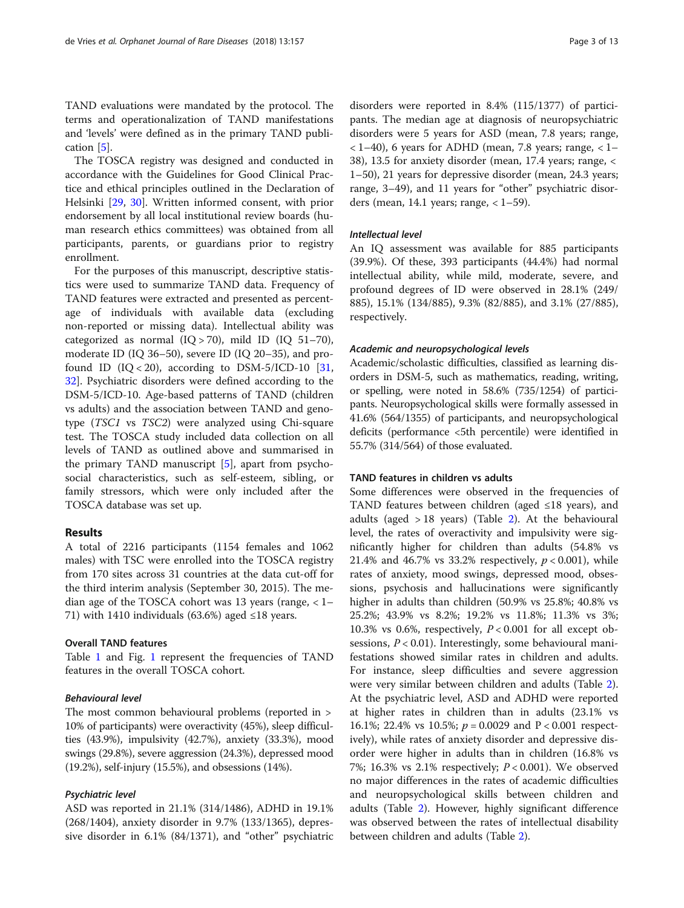TAND evaluations were mandated by the protocol. The terms and operationalization of TAND manifestations and 'levels' were defined as in the primary TAND publication [5].

The TOSCA registry was designed and conducted in accordance with the Guidelines for Good Clinical Practice and ethical principles outlined in the Declaration of Helsinki [29, 30]. Written informed consent, with prior endorsement by all local institutional review boards (human research ethics committees) was obtained from all participants, parents, or guardians prior to registry enrollment.

For the purposes of this manuscript, descriptive statistics were used to summarize TAND data. Frequency of TAND features were extracted and presented as percentage of individuals with available data (excluding non-reported or missing data). Intellectual ability was categorized as normal (IQ > 70), mild ID (IQ 51–70), moderate ID (IQ 36–50), severe ID (IQ 20–35), and profound ID (IQ < 20), according to DSM-5/ICD-10 [31, 32]. Psychiatric disorders were defined according to the DSM-5/ICD-10. Age-based patterns of TAND (children vs adults) and the association between TAND and genotype (*TSC1* vs *TSC2*) were analyzed using Chi-square test. The TOSCA study included data collection on all levels of TAND as outlined above and summarised in the primary TAND manuscript [5], apart from psychosocial characteristics, such as self-esteem, sibling, or family stressors, which were only included after the TOSCA database was set up.

## Results

A total of 2216 participants (1154 females and 1062 males) with TSC were enrolled into the TOSCA registry from 170 sites across 31 countries at the data cut-off for the third interim analysis (September 30, 2015). The median age of the TOSCA cohort was 13 years (range, < 1–71) with 1410 individuals (63.6%) aged ≤18 years.

### Overall TAND features

Table 1 and Fig. 1 represent the frequencies of TAND features in the overall TOSCA cohort.

#### *Behavioural level*

The most common behavioural problems (reported in > 10% of participants) were overactivity (45%), sleep difficulties (43.9%), impulsivity (42.7%), anxiety (33.3%), mood swings (29.8%), severe aggression (24.3%), depressed mood (19.2%), self-injury (15.5%), and obsessions (14%).

#### *Psychiatric level*

ASD was reported in 21.1% (314/1486), ADHD in 19.1% (268/1404), anxiety disorder in 9.7% (133/1365), depressive disorder in 6.1% (84/1371), and "other" psychiatric disorders were reported in 8.4% (115/1377) of participants. The median age at diagnosis of neuropsychiatric disorders were 5 years for ASD (mean, 7.8 years; range, < 1–40), 6 years for ADHD (mean, 7.8 years; range, < 1–38), 13.5 for anxiety disorder (mean, 17.4 years; range, < 1–50), 21 years for depressive disorder (mean, 24.3 years; range, 3–49), and 11 years for "other" psychiatric disorders (mean, 14.1 years; range, < 1–59).

#### *Intellectual level*

An IQ assessment was available for 885 participants (39.9%). Of these, 393 participants (44.4%) had normal intellectual ability, while mild, moderate, severe, and profound degrees of ID were observed in 28.1% (249/885), 15.1% (134/885), 9.3% (82/885), and 3.1% (27/885), respectively.

#### *Academic and neuropsychological levels*

Academic/scholastic difficulties, classified as learning disorders in DSM-5, such as mathematics, reading, writing, or spelling, were noted in 58.6% (735/1254) of participants. Neuropsychological skills were formally assessed in 41.6% (564/1355) of participants, and neuropsychological deficits (performance <5th percentile) were identified in 55.7% (314/564) of those evaluated.

### TAND features in children vs adults

Some differences were observed in the frequencies of TAND features between children (aged ≤18 years), and adults (aged > 18 years) (Table 2). At the behavioural level, the rates of overactivity and impulsivity were significantly higher for children than adults (54.8% vs 21.4% and 46.7% vs 33.2% respectively, $p < 0.001$), while rates of anxiety, mood swings, depressed mood, obsessions, psychosis and hallucinations were significantly higher in adults than children (50.9% vs 25.8%; 40.8% vs 25.2%; 43.9% vs 8.2%; 19.2% vs 11.8%; 11.3% vs 3%; 10.3% vs 0.6%, respectively, $P < 0.001$ for all except obsessions, $P < 0.01$). Interestingly, some behavioural manifestations showed similar rates in children and adults. For instance, sleep difficulties and severe aggression were very similar between children and adults (Table 2). At the psychiatric level, ASD and ADHD were reported at higher rates in children than in adults (23.1% vs 16.1%; 22.4% vs 10.5%; $p = 0.0029$ and $P < 0.001$ respectively), while rates of anxiety disorder and depressive disorder were higher in adults than in children (16.8% vs 7%; 16.3% vs 2.1% respectively; $P < 0.001$). We observed no major differences in the rates of academic difficulties and neuropsychological skills between children and adults (Table 2). However, highly significant difference was observed between the rates of intellectual disability between children and adults (Table 2).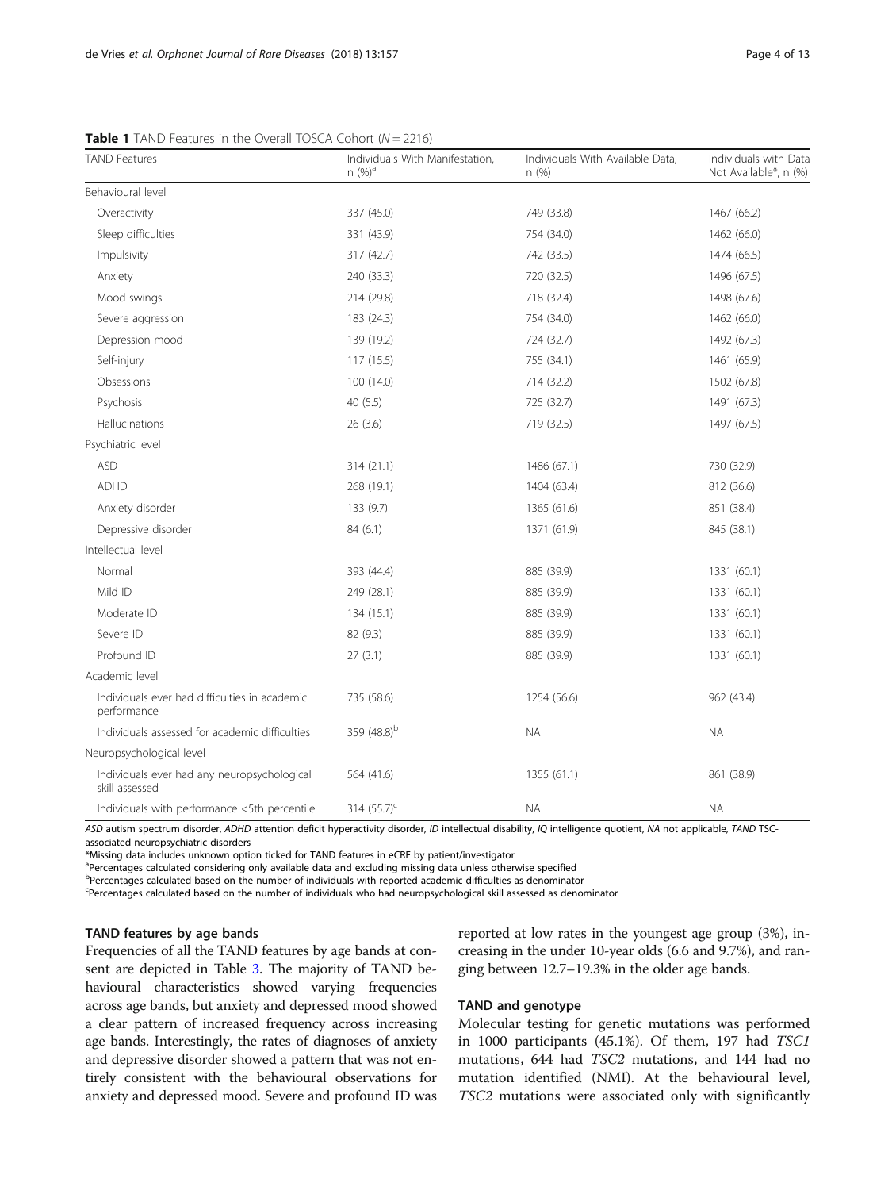**Table 1** TAND Features in the Overall TOSCA Cohort ($N = 2216$)

| TAND Features | Individuals With Manifestation, n (%)[a] | Individuals With Available Data, n (%) | Individuals with Data Not Available*, n (%) |
|---|---|---|---|
| Behavioural level | | | |
| Overactivity | 337 (45.0) | 749 (33.8) | 1467 (66.2) |
| Sleep difficulties | 331 (43.9) | 754 (34.0) | 1462 (66.0) |
| Impulsivity | 317 (42.7) | 742 (33.5) | 1474 (66.5) |
| Anxiety | 240 (33.3) | 720 (32.5) | 1496 (67.5) |
| Mood swings | 214 (29.8) | 718 (32.4) | 1498 (67.6) |
| Severe aggression | 183 (24.3) | 754 (34.0) | 1462 (66.0) |
| Depression mood | 139 (19.2) | 724 (32.7) | 1492 (67.3) |
| Self-injury | 117 (15.5) | 755 (34.1) | 1461 (65.9) |
| Obsessions | 100 (14.0) | 714 (32.2) | 1502 (67.8) |
| Psychosis | 40 (5.5) | 725 (32.7) | 1491 (67.3) |
| Hallucinations | 26 (3.6) | 719 (32.5) | 1497 (67.5) |
| Psychiatric level | | | |
| ASD | 314 (21.1) | 1486 (67.1) | 730 (32.9) |
| ADHD | 268 (19.1) | 1404 (63.4) | 812 (36.6) |
| Anxiety disorder | 133 (9.7) | 1365 (61.6) | 851 (38.4) |
| Depressive disorder | 84 (6.1) | 1371 (61.9) | 845 (38.1) |
| Intellectual level | | | |
| Normal | 393 (44.4) | 885 (39.9) | 1331 (60.1) |
| Mild ID | 249 (28.1) | 885 (39.9) | 1331 (60.1) |
| Moderate ID | 134 (15.1) | 885 (39.9) | 1331 (60.1) |
| Severe ID | 82 (9.3) | 885 (39.9) | 1331 (60.1) |
| Profound ID | 27 (3.1) | 885 (39.9) | 1331 (60.1) |
| Academic level | | | |
| Individuals ever had difficulties in academic performance | 735 (58.6) | 1254 (56.6) | 962 (43.4) |
| Individuals assessed for academic difficulties | 359 (48.8)[b] | NA | NA |
| Neuropsychological level | | | |
| Individuals ever had any neuropsychological skill assessed | 564 (41.6) | 1355 (61.1) | 861 (38.9) |
| Individuals with performance <5th percentile | 314 (55.7)[c] | NA | NA |

*ASD* autism spectrum disorder, *ADHD* attention deficit hyperactivity disorder, *ID* intellectual disability, *IQ* intelligence quotient, *NA* not applicable, *TAND* TSC-associated neuropsychiatric disorders

*Missing data includes unknown option ticked for TAND features in eCRF by patient/investigator

[a]Percentages calculated considering only available data and excluding missing data unless otherwise specified

[b]Percentages calculated based on the number of individuals with reported academic difficulties as denominator

[c]Percentages calculated based on the number of individuals who had neuropsychological skill assessed as denominator

### TAND features by age bands

Frequencies of all the TAND features by age bands at consent are depicted in Table 3. The majority of TAND behavioural characteristics showed varying frequencies across age bands, but anxiety and depressed mood showed a clear pattern of increased frequency across increasing age bands. Interestingly, the rates of diagnoses of anxiety and depressive disorder showed a pattern that was not entirely consistent with the behavioural observations for anxiety and depressed mood. Severe and profound ID was reported at low rates in the youngest age group (3%), increasing in the under 10-year olds (6.6 and 9.7%), and ranging between 12.7–19.3% in the older age bands.

### TAND and genotype

Molecular testing for genetic mutations was performed in 1000 participants (45.1%). Of them, 197 had *TSC1* mutations, 644 had *TSC2* mutations, and 144 had no mutation identified (NMI). At the behavioural level, *TSC2* mutations were associated only with significantly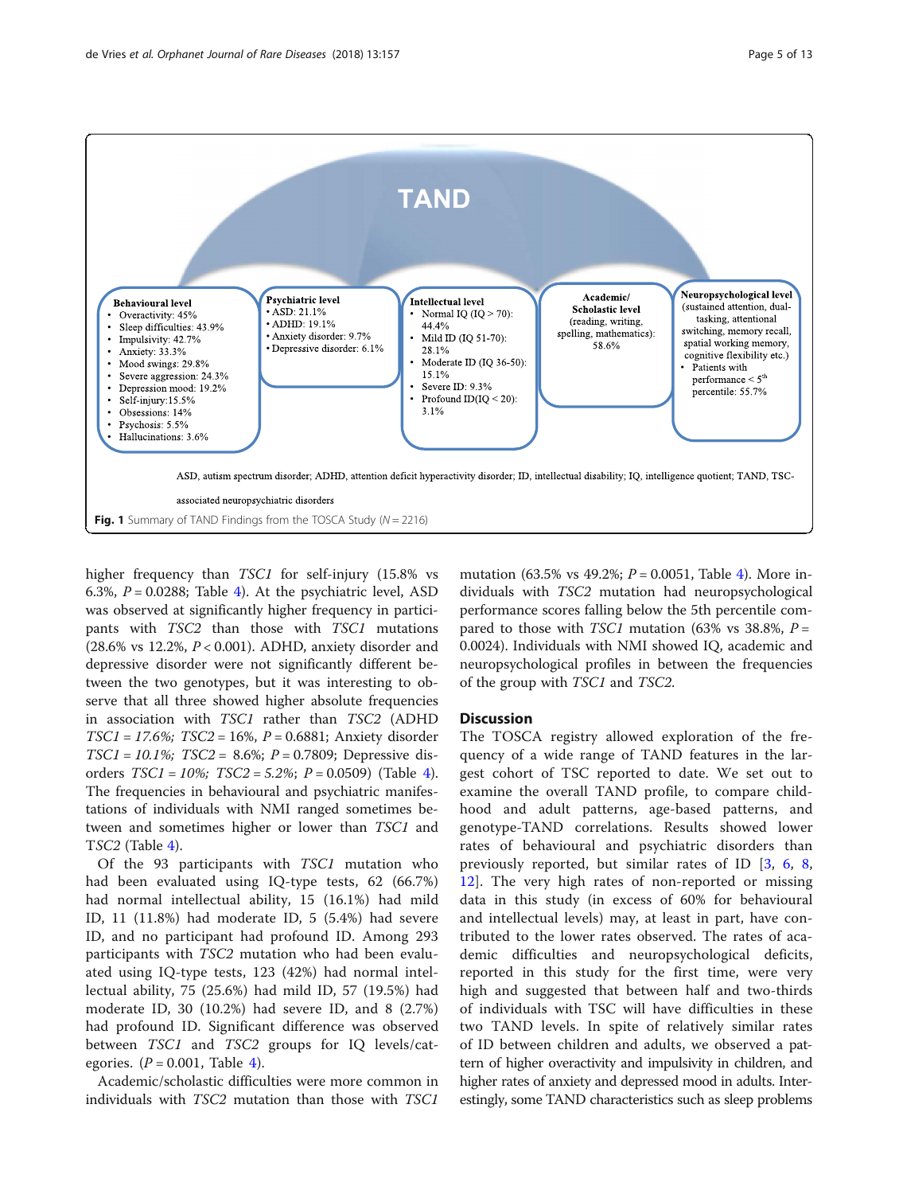**TAND**

**Behavioural level**
- Overactivity: 45%
- Sleep difficulties: 43.9%
- Impulsivity: 42.7%
- Anxiety: 33.3%
- Mood swings: 29.8%
- Severe aggression: 24.3%
- Depression mood: 19.2%
- Self-injury:15.5%
- Obsessions: 14%
- Psychosis: 5.5%
- Hallucinations: 3.6%

**Psychiatric level**
- ASD: 21.1%
- ADHD: 19.1%
- Anxiety disorder: 9.7%
- Depressive disorder: 6.1%

**Intellectual level**
- Normal IQ (IQ > 70): 44.4%
- Mild ID (IQ 51-70): 28.1%
- Moderate ID (IQ 36-50): 15.1%
- Severe ID: 9.3%
- Profound ID(IQ < 20): 3.1%

**Academic/ Scholastic level** (reading, writing, spelling, mathematics): 58.6%

**Neuropsychological level** (sustained attention, dual-tasking, attentional switching, memory recall, spatial working memory, cognitive flexibility etc.)
- Patients with performance < 5th percentile: 55.7%

ASD, autism spectrum disorder; ADHD, attention deficit hyperactivity disorder; ID, intellectual disability; IQ, intelligence quotient; TAND, TSC-associated neuropsychiatric disorders

**Fig. 1** Summary of TAND Findings from the TOSCA Study ($N = 2216$)

higher frequency than *TSC1* for self-injury (15.8% vs 6.3%, $P = 0.0288$; Table 4). At the psychiatric level, ASD was observed at significantly higher frequency in participants with *TSC2* than those with *TSC1* mutations (28.6% vs 12.2%, $P < 0.001$). ADHD, anxiety disorder and depressive disorder were not significantly different between the two genotypes, but it was interesting to observe that all three showed higher absolute frequencies in association with *TSC1* rather than *TSC2* (ADHD *TSC1 = 17.6%; TSC2* = 16%, $P = 0.6881$; Anxiety disorder *TSC1 = 10.1%; TSC2* = 8.6%; $P = 0.7809$; Depressive disorders *TSC1 = 10%; TSC2 = 5.2%*; $P = 0.0509$) (Table 4). The frequencies in behavioural and psychiatric manifestations of individuals with NMI ranged sometimes between and sometimes higher or lower than *TSC1* and *TSC2* (Table 4).

Of the 93 participants with *TSC1* mutation who had been evaluated using IQ-type tests, 62 (66.7%) had normal intellectual ability, 15 (16.1%) had mild ID, 11 (11.8%) had moderate ID, 5 (5.4%) had severe ID, and no participant had profound ID. Among 293 participants with *TSC2* mutation who had been evaluated using IQ-type tests, 123 (42%) had normal intellectual ability, 75 (25.6%) had mild ID, 57 (19.5%) had moderate ID, 30 (10.2%) had severe ID, and 8 (2.7%) had profound ID. Significant difference was observed between *TSC1* and *TSC2* groups for IQ levels/categories. ($P = 0.001$, Table 4).

Academic/scholastic difficulties were more common in individuals with *TSC2* mutation than those with *TSC1* mutation (63.5% vs 49.2%; $P = 0.0051$, Table 4). More individuals with *TSC2* mutation had neuropsychological performance scores falling below the 5th percentile compared to those with *TSC1* mutation (63% vs 38.8%, $P = 0.0024$). Individuals with NMI showed IQ, academic and neuropsychological profiles in between the frequencies of the group with *TSC1* and *TSC2*.

## Discussion

The TOSCA registry allowed exploration of the frequency of a wide range of TAND features in the largest cohort of TSC reported to date. We set out to examine the overall TAND profile, to compare childhood and adult patterns, age-based patterns, and genotype-TAND correlations. Results showed lower rates of behavioural and psychiatric disorders than previously reported, but similar rates of ID [3, 6, 8, 12]. The very high rates of non-reported or missing data in this study (in excess of 60% for behavioural and intellectual levels) may, at least in part, have contributed to the lower rates observed. The rates of academic difficulties and neuropsychological deficits, reported in this study for the first time, were very high and suggested that between half and two-thirds of individuals with TSC will have difficulties in these two TAND levels. In spite of relatively similar rates of ID between children and adults, we observed a pattern of higher overactivity and impulsivity in children, and higher rates of anxiety and depressed mood in adults. Interestingly, some TAND characteristics such as sleep problems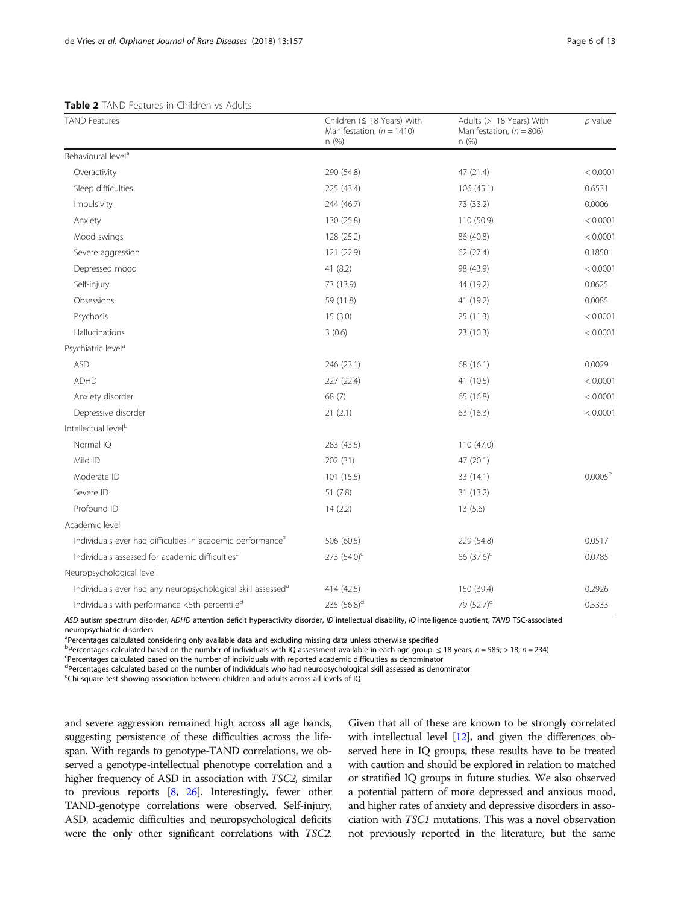**Table 2** TAND Features in Children vs Adults

| TAND Features | Children (≤ 18 Years) With Manifestation, (n = 1410) n (%) | Adults (> 18 Years) With Manifestation, (n = 806) n (%) | p value |
|---|---|---|---|
| Behavioural level[a] | | | |
| Overactivity | 290 (54.8) | 47 (21.4) | < 0.0001 |
| Sleep difficulties | 225 (43.4) | 106 (45.1) | 0.6531 |
| Impulsivity | 244 (46.7) | 73 (33.2) | 0.0006 |
| Anxiety | 130 (25.8) | 110 (50.9) | < 0.0001 |
| Mood swings | 128 (25.2) | 86 (40.8) | < 0.0001 |
| Severe aggression | 121 (22.9) | 62 (27.4) | 0.1850 |
| Depressed mood | 41 (8.2) | 98 (43.9) | < 0.0001 |
| Self-injury | 73 (13.9) | 44 (19.2) | 0.0625 |
| Obsessions | 59 (11.8) | 41 (19.2) | 0.0085 |
| Psychosis | 15 (3.0) | 25 (11.3) | < 0.0001 |
| Hallucinations | 3 (0.6) | 23 (10.3) | < 0.0001 |
| Psychiatric level[a] | | | |
| ASD | 246 (23.1) | 68 (16.1) | 0.0029 |
| ADHD | 227 (22.4) | 41 (10.5) | < 0.0001 |
| Anxiety disorder | 68 (7) | 65 (16.8) | < 0.0001 |
| Depressive disorder | 21 (2.1) | 63 (16.3) | < 0.0001 |
| Intellectual level[b] | | | |
| Normal IQ | 283 (43.5) | 110 (47.0) | |
| Mild ID | 202 (31) | 47 (20.1) | |
| Moderate ID | 101 (15.5) | 33 (14.1) | 0.0005[e] |
| Severe ID | 51 (7.8) | 31 (13.2) | |
| Profound ID | 14 (2.2) | 13 (5.6) | |
| Academic level | | | |
| Individuals ever had difficulties in academic performance[a] | 506 (60.5) | 229 (54.8) | 0.0517 |
| Individuals assessed for academic difficulties[c] | 273 (54.0)[c] | 86 (37.6)[c] | 0.0785 |
| Neuropsychological level | | | |
| Individuals ever had any neuropsychological skill assessed[a] | 414 (42.5) | 150 (39.4) | 0.2926 |
| Individuals with performance <5th percentile[d] | 235 (56.8)[d] | 79 (52.7)[d] | 0.5333 |

*ASD* autism spectrum disorder, *ADHD* attention deficit hyperactivity disorder, *ID* intellectual disability, *IQ* intelligence quotient, *TAND* TSC-associated neuropsychiatric disorders

[a]Percentages calculated considering only available data and excluding missing data unless otherwise specified

[b]Percentages calculated based on the number of individuals with IQ assessment available in each age group: ≤ 18 years, n = 585; > 18, n = 234)

[c]Percentages calculated based on the number of individuals with reported academic difficulties as denominator

[d]Percentages calculated based on the number of individuals who had neuropsychological skill assessed as denominator

[e]Chi-square test showing association between children and adults across all levels of IQ

and severe aggression remained high across all age bands, suggesting persistence of these difficulties across the lifespan. With regards to genotype-TAND correlations, we observed a genotype-intellectual phenotype correlation and a higher frequency of ASD in association with *TSC2*, similar to previous reports [8, 26]. Interestingly, fewer other TAND-genotype correlations were observed. Self-injury, ASD, academic difficulties and neuropsychological deficits were the only other significant correlations with *TSC2*. Given that all of these are known to be strongly correlated with intellectual level [12], and given the differences observed here in IQ groups, these results have to be treated with caution and should be explored in relation to matched or stratified IQ groups in future studies. We also observed a potential pattern of more depressed and anxious mood, and higher rates of anxiety and depressive disorders in association with *TSC1* mutations. This was a novel observation not previously reported in the literature, but the same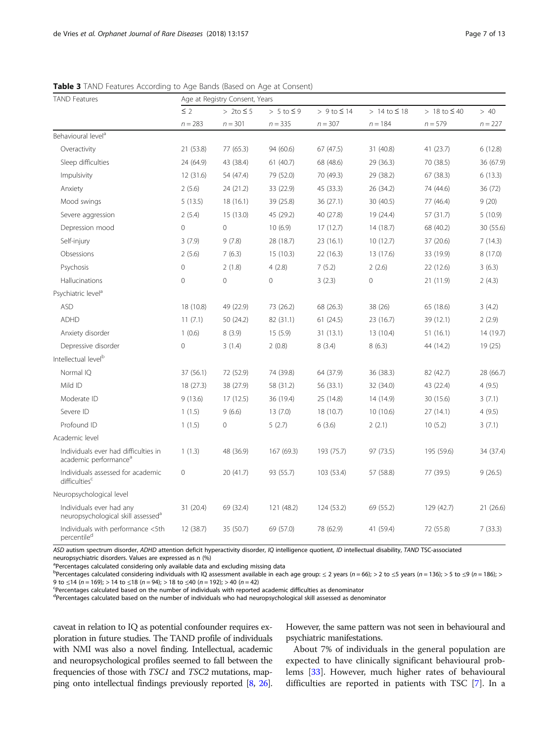**Table 3** TAND Features According to Age Bands (Based on Age at Consent)

| TAND Features | Age at Registry Consent, Years | | | | | | |
|---|---|---|---|---|---|---|---|
| | ≤ 2 | > 2to ≤ 5 | > 5 to ≤ 9 | > 9 to ≤ 14 | > 14 to ≤ 18 | > 18 to ≤ 40 | > 40 |
| | n = 283 | n = 301 | n = 335 | n = 307 | n = 184 | n = 579 | n = 227 |
| Behavioural level[a] | | | | | | | |
| Overactivity | 21 (53.8) | 77 (65.3) | 94 (60.6) | 67 (47.5) | 31 (40.8) | 41 (23.7) | 6 (12.8) |
| Sleep difficulties | 24 (64.9) | 43 (38.4) | 61 (40.7) | 68 (48.6) | 29 (36.3) | 70 (38.5) | 36 (67.9) |
| Impulsivity | 12 (31.6) | 54 (47.4) | 79 (52.0) | 70 (49.3) | 29 (38.2) | 67 (38.3) | 6 (13.3) |
| Anxiety | 2 (5.6) | 24 (21.2) | 33 (22.9) | 45 (33.3) | 26 (34.2) | 74 (44.6) | 36 (72) |
| Mood swings | 5 (13.5) | 18 (16.1) | 39 (25.8) | 36 (27.1) | 30 (40.5) | 77 (46.4) | 9 (20) |
| Severe aggression | 2 (5.4) | 15 (13.0) | 45 (29.2) | 40 (27.8) | 19 (24.4) | 57 (31.7) | 5 (10.9) |
| Depression mood | 0 | 0 | 10 (6.9) | 17 (12.7) | 14 (18.7) | 68 (40.2) | 30 (55.6) |
| Self-injury | 3 (7.9) | 9 (7.8) | 28 (18.7) | 23 (16.1) | 10 (12.7) | 37 (20.6) | 7 (14.3) |
| Obsessions | 2 (5.6) | 7 (6.3) | 15 (10.3) | 22 (16.3) | 13 (17.6) | 33 (19.9) | 8 (17.0) |
| Psychosis | 0 | 2 (1.8) | 4 (2.8) | 7 (5.2) | 2 (2.6) | 22 (12.6) | 3 (6.3) |
| Hallucinations | 0 | 0 | 0 | 3 (2.3) | 0 | 21 (11.9) | 2 (4.3) |
| Psychiatric level[a] | | | | | | | |
| ASD | 18 (10.8) | 49 (22.9) | 73 (26.2) | 68 (26.3) | 38 (26) | 65 (18.6) | 3 (4.2) |
| ADHD | 11 (7.1) | 50 (24.2) | 82 (31.1) | 61 (24.5) | 23 (16.7) | 39 (12.1) | 2 (2.9) |
| Anxiety disorder | 1 (0.6) | 8 (3.9) | 15 (5.9) | 31 (13.1) | 13 (10.4) | 51 (16.1) | 14 (19.7) |
| Depressive disorder | 0 | 3 (1.4) | 2 (0.8) | 8 (3.4) | 8 (6.3) | 44 (14.2) | 19 (25) |
| Intellectual level[b] | | | | | | | |
| Normal IQ | 37 (56.1) | 72 (52.9) | 74 (39.8) | 64 (37.9) | 36 (38.3) | 82 (42.7) | 28 (66.7) |
| Mild ID | 18 (27.3) | 38 (27.9) | 58 (31.2) | 56 (33.1) | 32 (34.0) | 43 (22.4) | 4 (9.5) |
| Moderate ID | 9 (13.6) | 17 (12.5) | 36 (19.4) | 25 (14.8) | 14 (14.9) | 30 (15.6) | 3 (7.1) |
| Severe ID | 1 (1.5) | 9 (6.6) | 13 (7.0) | 18 (10.7) | 10 (10.6) | 27 (14.1) | 4 (9.5) |
| Profound ID | 1 (1.5) | 0 | 5 (2.7) | 6 (3.6) | 2 (2.1) | 10 (5.2) | 3 (7.1) |
| Academic level | | | | | | | |
| Individuals ever had difficulties in academic performance[a] | 1 (1.3) | 48 (36.9) | 167 (69.3) | 193 (75.7) | 97 (73.5) | 195 (59.6) | 34 (37.4) |
| Individuals assessed for academic difficulties[c] | 0 | 20 (41.7) | 93 (55.7) | 103 (53.4) | 57 (58.8) | 77 (39.5) | 9 (26.5) |
| Neuropsychological level | | | | | | | |
| Individuals ever had any neuropsychological skill assessed[a] | 31 (20.4) | 69 (32.4) | 121 (48.2) | 124 (53.2) | 69 (55.2) | 129 (42.7) | 21 (26.6) |
| Individuals with performance <5th percentile[d] | 12 (38.7) | 35 (50.7) | 69 (57.0) | 78 (62.9) | 41 (59.4) | 72 (55.8) | 7 (33.3) |

*ASD* autism spectrum disorder, *ADHD* attention deficit hyperactivity disorder, *IQ* intelligence quotient, *ID* intellectual disability, *TAND* TSC-associated neuropsychiatric disorders. Values are expressed as n (%)

[a]Percentages calculated considering only available data and excluding missing data

[b]Percentages calculated considering individuals with IQ assessment available in each age group: ≤ 2 years (n = 66); > 2 to ≤5 years (n = 136); > 5 to ≤9 (n = 186); > 9 to ≤14 (n = 169); > 14 to ≤18 (n = 94); > 18 to ≤40 (n = 192); > 40 (n = 42)

[c]Percentages calculated based on the number of individuals with reported academic difficulties as denominator

[d]Percentages calculated based on the number of individuals who had neuropsychological skill assessed as denominator

caveat in relation to IQ as potential confounder requires exploration in future studies. The TAND profile of individuals with NMI was also a novel finding. Intellectual, academic and neuropsychological profiles seemed to fall between the frequencies of those with *TSC1* and *TSC2* mutations, mapping onto intellectual findings previously reported [8, 26]. However, the same pattern was not seen in behavioural and psychiatric manifestations.

About 7% of individuals in the general population are expected to have clinically significant behavioural problems [33]. However, much higher rates of behavioural difficulties are reported in patients with TSC [7]. In a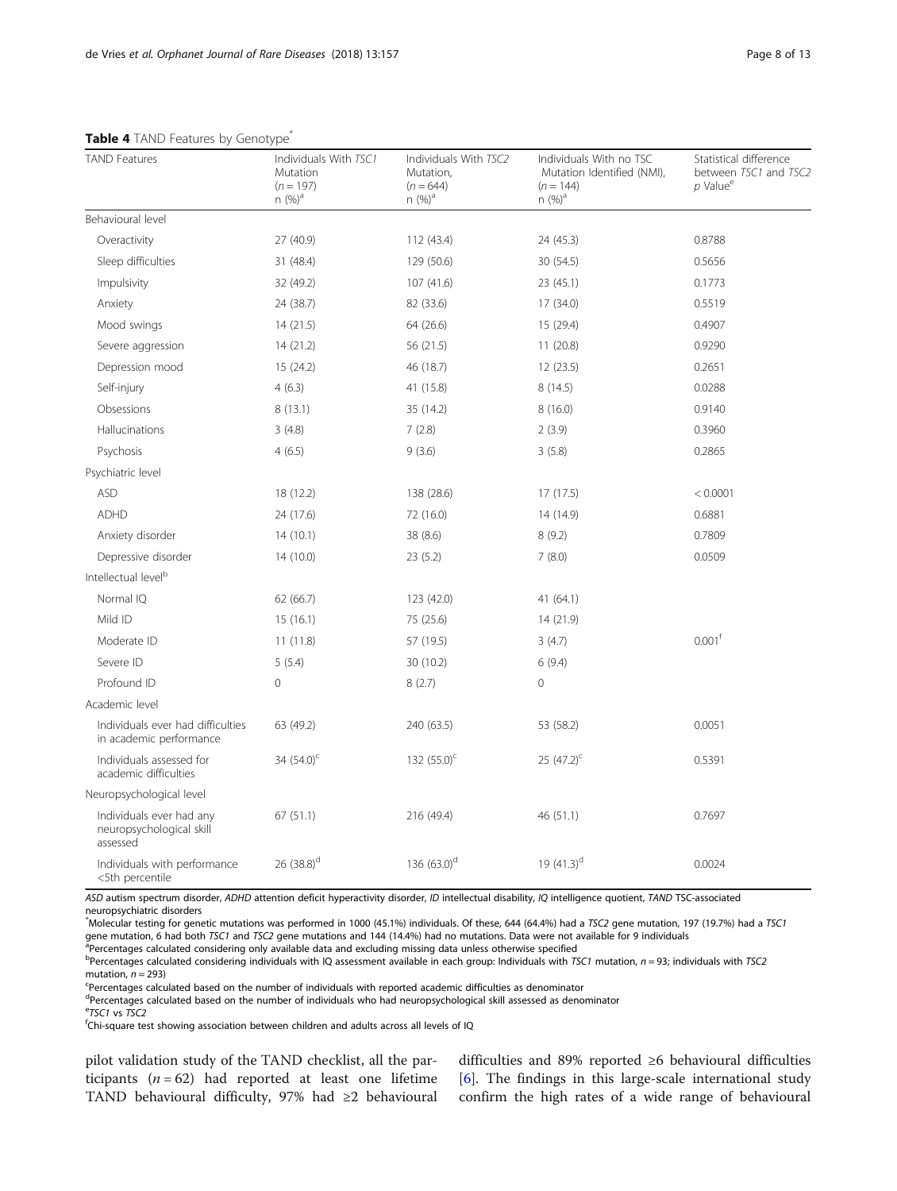**Table 4** TAND Features by Genotype[*]

| TAND Features | Individuals With *TSC1* Mutation ($n = 197$) n (%)[a] | Individuals With *TSC2* Mutation, ($n = 644$) n (%)[a] | Individuals With no TSC Mutation Identified (NMI), ($n = 144$) n (%)[a] | Statistical difference between *TSC1* and *TSC2* *p* Value[e] |
|---|---|---|---|---|
| Behavioural level | | | | |
| Overactivity | 27 (40.9) | 112 (43.4) | 24 (45.3) | 0.8788 |
| Sleep difficulties | 31 (48.4) | 129 (50.6) | 30 (54.5) | 0.5656 |
| Impulsivity | 32 (49.2) | 107 (41.6) | 23 (45.1) | 0.1773 |
| Anxiety | 24 (38.7) | 82 (33.6) | 17 (34.0) | 0.5519 |
| Mood swings | 14 (21.5) | 64 (26.6) | 15 (29.4) | 0.4907 |
| Severe aggression | 14 (21.2) | 56 (21.5) | 11 (20.8) | 0.9290 |
| Depression mood | 15 (24.2) | 46 (18.7) | 12 (23.5) | 0.2651 |
| Self-injury | 4 (6.3) | 41 (15.8) | 8 (14.5) | 0.0288 |
| Obsessions | 8 (13.1) | 35 (14.2) | 8 (16.0) | 0.9140 |
| Hallucinations | 3 (4.8) | 7 (2.8) | 2 (3.9) | 0.3960 |
| Psychosis | 4 (6.5) | 9 (3.6) | 3 (5.8) | 0.2865 |
| Psychiatric level | | | | |
| ASD | 18 (12.2) | 138 (28.6) | 17 (17.5) | < 0.0001 |
| ADHD | 24 (17.6) | 72 (16.0) | 14 (14.9) | 0.6881 |
| Anxiety disorder | 14 (10.1) | 38 (8.6) | 8 (9.2) | 0.7809 |
| Depressive disorder | 14 (10.0) | 23 (5.2) | 7 (8.0) | 0.0509 |
| Intellectual level[b] | | | | |
| Normal IQ | 62 (66.7) | 123 (42.0) | 41 (64.1) | |
| Mild ID | 15 (16.1) | 75 (25.6) | 14 (21.9) | |
| Moderate ID | 11 (11.8) | 57 (19.5) | 3 (4.7) | 0.001[f] |
| Severe ID | 5 (5.4) | 30 (10.2) | 6 (9.4) | |
| Profound ID | 0 | 8 (2.7) | 0 | |
| Academic level | | | | |
| Individuals ever had difficulties in academic performance | 63 (49.2) | 240 (63.5) | 53 (58.2) | 0.0051 |
| Individuals assessed for academic difficulties | 34 (54.0)[c] | 132 (55.0)[c] | 25 (47.2)[c] | 0.5391 |
| Neuropsychological level | | | | |
| Individuals ever had any neuropsychological skill assessed | 67 (51.1) | 216 (49.4) | 46 (51.1) | 0.7697 |
| Individuals with performance <5th percentile | 26 (38.8)[d] | 136 (63.0)[d] | 19 (41.3)[d] | 0.0024 |

*ASD* autism spectrum disorder, *ADHD* attention deficit hyperactivity disorder, *ID* intellectual disability, *IQ* intelligence quotient, *TAND* TSC-associated neuropsychiatric disorders

[*]Molecular testing for genetic mutations was performed in 1000 (45.1%) individuals. Of these, 644 (64.4%) had a *TSC2* gene mutation, 197 (19.7%) had a *TSC1* gene mutation, 6 had both *TSC1* and *TSC2* gene mutations and 144 (14.4%) had no mutations. Data were not available for 9 individuals

[a]Percentages calculated considering only available data and excluding missing data unless otherwise specified

[b]Percentages calculated considering individuals with IQ assessment available in each group: Individuals with *TSC1* mutation, $n = 93$; individuals with *TSC2* mutation, $n = 293$)

[c]Percentages calculated based on the number of individuals with reported academic difficulties as denominator

[d]Percentages calculated based on the number of individuals who had neuropsychological skill assessed as denominator

[e]*TSC1* vs *TSC2*

[f]Chi-square test showing association between children and adults across all levels of IQ

pilot validation study of the TAND checklist, all the participants ($n = 62$) had reported at least one lifetime TAND behavioural difficulty, 97% had ≥2 behavioural difficulties and 89% reported ≥6 behavioural difficulties [6]. The findings in this large-scale international study confirm the high rates of a wide range of behavioural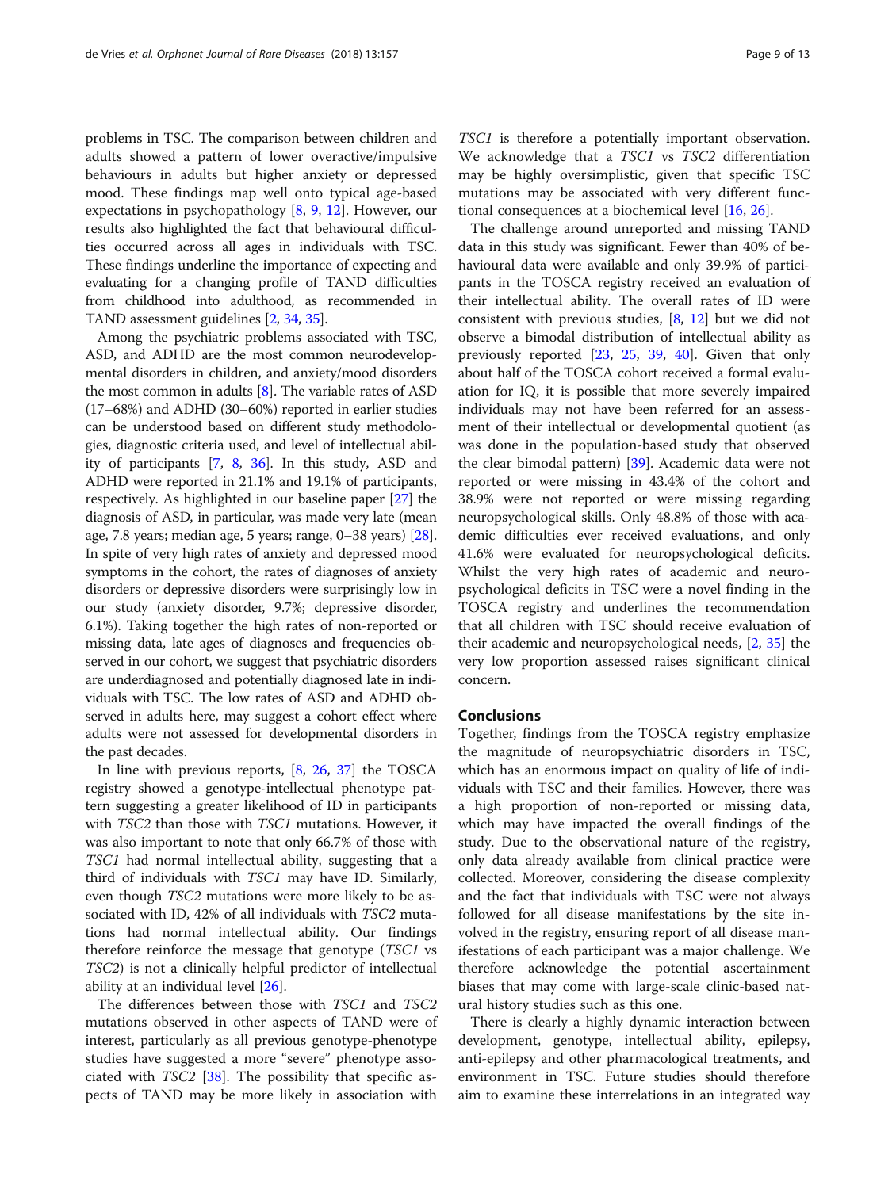problems in TSC. The comparison between children and adults showed a pattern of lower overactive/impulsive behaviours in adults but higher anxiety or depressed mood. These findings map well onto typical age-based expectations in psychopathology [8, 9, 12]. However, our results also highlighted the fact that behavioural difficulties occurred across all ages in individuals with TSC. These findings underline the importance of expecting and evaluating for a changing profile of TAND difficulties from childhood into adulthood, as recommended in TAND assessment guidelines [2, 34, 35].

Among the psychiatric problems associated with TSC, ASD, and ADHD are the most common neurodevelopmental disorders in children, and anxiety/mood disorders the most common in adults [8]. The variable rates of ASD (17–68%) and ADHD (30–60%) reported in earlier studies can be understood based on different study methodologies, diagnostic criteria used, and level of intellectual ability of participants [7, 8, 36]. In this study, ASD and ADHD were reported in 21.1% and 19.1% of participants, respectively. As highlighted in our baseline paper [27] the diagnosis of ASD, in particular, was made very late (mean age, 7.8 years; median age, 5 years; range, 0–38 years) [28]. In spite of very high rates of anxiety and depressed mood symptoms in the cohort, the rates of diagnoses of anxiety disorders or depressive disorders were surprisingly low in our study (anxiety disorder, 9.7%; depressive disorder, 6.1%). Taking together the high rates of non-reported or missing data, late ages of diagnoses and frequencies observed in our cohort, we suggest that psychiatric disorders are underdiagnosed and potentially diagnosed late in individuals with TSC. The low rates of ASD and ADHD observed in adults here, may suggest a cohort effect where adults were not assessed for developmental disorders in the past decades.

In line with previous reports, [8, 26, 37] the TOSCA registry showed a genotype-intellectual phenotype pattern suggesting a greater likelihood of ID in participants with *TSC2* than those with *TSC1* mutations. However, it was also important to note that only 66.7% of those with *TSC1* had normal intellectual ability, suggesting that a third of individuals with *TSC1* may have ID. Similarly, even though *TSC2* mutations were more likely to be associated with ID, 42% of all individuals with *TSC2* mutations had normal intellectual ability. Our findings therefore reinforce the message that genotype (*TSC1* vs *TSC2*) is not a clinically helpful predictor of intellectual ability at an individual level [26].

The differences between those with *TSC1* and *TSC2* mutations observed in other aspects of TAND were of interest, particularly as all previous genotype-phenotype studies have suggested a more "severe" phenotype associated with *TSC2* [38]. The possibility that specific aspects of TAND may be more likely in association with *TSC1* is therefore a potentially important observation. We acknowledge that a *TSC1* vs *TSC2* differentiation may be highly oversimplistic, given that specific TSC mutations may be associated with very different functional consequences at a biochemical level [16, 26].

The challenge around unreported and missing TAND data in this study was significant. Fewer than 40% of behavioural data were available and only 39.9% of participants in the TOSCA registry received an evaluation of their intellectual ability. The overall rates of ID were consistent with previous studies, [8, 12] but we did not observe a bimodal distribution of intellectual ability as previously reported [23, 25, 39, 40]. Given that only about half of the TOSCA cohort received a formal evaluation for IQ, it is possible that more severely impaired individuals may not have been referred for an assessment of their intellectual or developmental quotient (as was done in the population-based study that observed the clear bimodal pattern) [39]. Academic data were not reported or were missing in 43.4% of the cohort and 38.9% were not reported or were missing regarding neuropsychological skills. Only 48.8% of those with academic difficulties ever received evaluations, and only 41.6% were evaluated for neuropsychological deficits. Whilst the very high rates of academic and neuropsychological deficits in TSC were a novel finding in the TOSCA registry and underlines the recommendation that all children with TSC should receive evaluation of their academic and neuropsychological needs, [2, 35] the very low proportion assessed raises significant clinical concern.

## Conclusions

Together, findings from the TOSCA registry emphasize the magnitude of neuropsychiatric disorders in TSC, which has an enormous impact on quality of life of individuals with TSC and their families. However, there was a high proportion of non-reported or missing data, which may have impacted the overall findings of the study. Due to the observational nature of the registry, only data already available from clinical practice were collected. Moreover, considering the disease complexity and the fact that individuals with TSC were not always followed for all disease manifestations by the site involved in the registry, ensuring report of all disease manifestations of each participant was a major challenge. We therefore acknowledge the potential ascertainment biases that may come with large-scale clinic-based natural history studies such as this one.

There is clearly a highly dynamic interaction between development, genotype, intellectual ability, epilepsy, anti-epilepsy and other pharmacological treatments, and environment in TSC. Future studies should therefore aim to examine these interrelations in an integrated way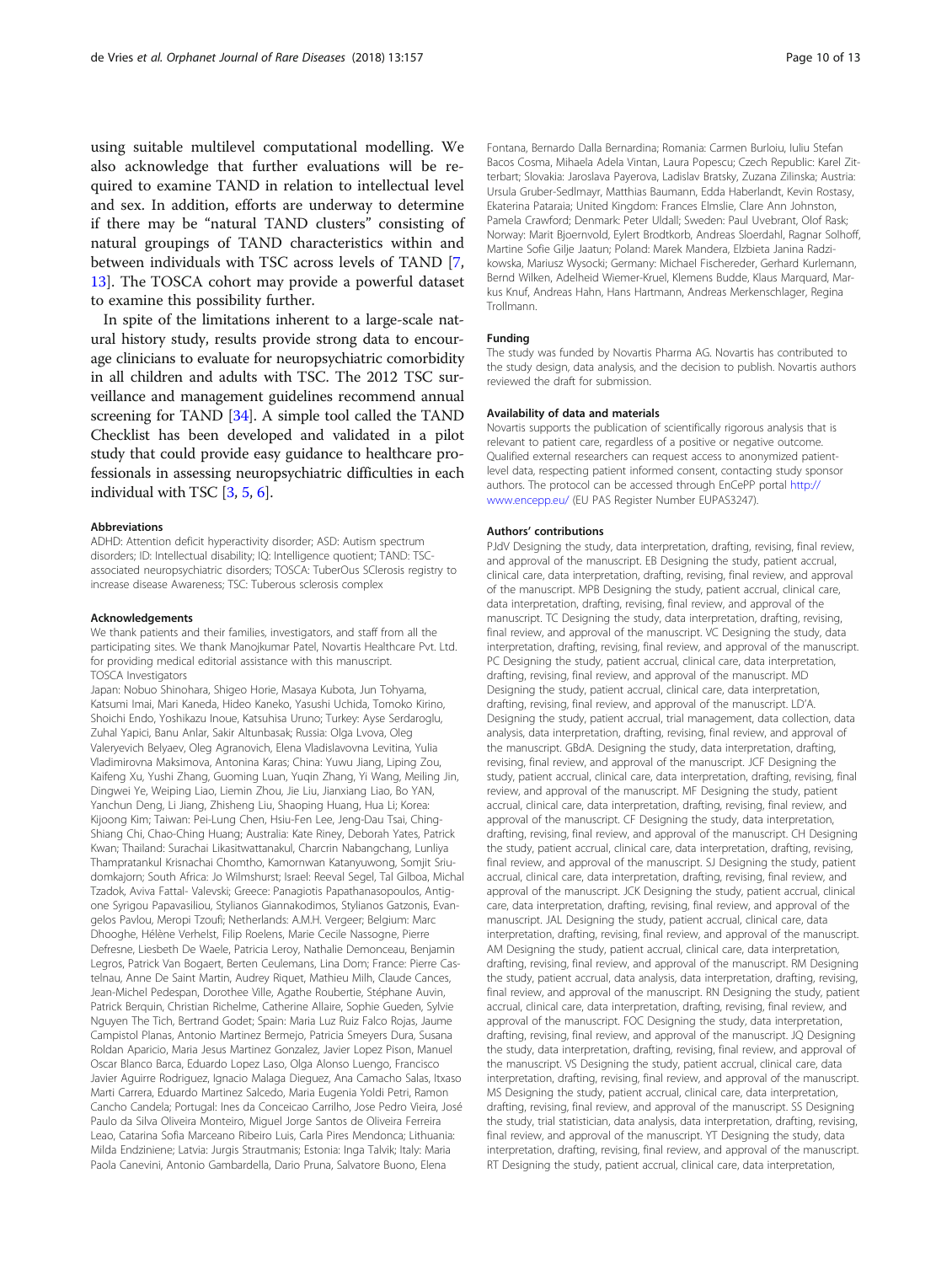using suitable multilevel computational modelling. We also acknowledge that further evaluations will be required to examine TAND in relation to intellectual level and sex. In addition, efforts are underway to determine if there may be "natural TAND clusters" consisting of natural groupings of TAND characteristics within and between individuals with TSC across levels of TAND [7, 13]. The TOSCA cohort may provide a powerful dataset to examine this possibility further.

In spite of the limitations inherent to a large-scale natural history study, results provide strong data to encourage clinicians to evaluate for neuropsychiatric comorbidity in all children and adults with TSC. The 2012 TSC surveillance and management guidelines recommend annual screening for TAND [34]. A simple tool called the TAND Checklist has been developed and validated in a pilot study that could provide easy guidance to healthcare professionals in assessing neuropsychiatric difficulties in each individual with TSC [3, 5, 6].

### Abbreviations

ADHD: Attention deficit hyperactivity disorder; ASD: Autism spectrum disorders; ID: Intellectual disability; IQ: Intelligence quotient; TAND: TSC-associated neuropsychiatric disorders; TOSCA: TuberOus SClerosis registry to increase disease Awareness; TSC: Tuberous sclerosis complex

### Acknowledgements

We thank patients and their families, investigators, and staff from all the participating sites. We thank Manojkumar Patel, Novartis Healthcare Pvt. Ltd. for providing medical editorial assistance with this manuscript.

TOSCA Investigators

Japan: Nobuo Shinohara, Shigeo Horie, Masaya Kubota, Jun Tohyama, Katsumi Imai, Mari Kaneda, Hideo Kaneko, Yasushi Uchida, Tomoko Kirino, Shoichi Endo, Yoshikazu Inoue, Katsuhisa Uruno; Turkey: Ayse Serdaroglu, Zuhal Yapici, Banu Anlar, Sakir Altunbasak; Russia: Olga Lvova, Oleg Valeryevich Belyaev, Oleg Agranovich, Elena Vladislavovna Levitina, Yulia Vladimirovna Maksimova, Antonina Karas; China: Yuwu Jiang, Liping Zou, Kaifeng Xu, Yushi Zhang, Guoming Luan, Yuqin Zhang, Yi Wang, Meiling Jin, Dingwei Ye, Weiping Liao, Liemin Zhou, Jie Liu, Jianxiang Liao, Bo YAN, Yanchun Deng, Li Jiang, Zhisheng Liu, Shaoping Huang, Hua Li; Korea: Kijoong Kim; Taiwan: Pei-Lung Chen, Hsiu-Fen Lee, Jeng-Dau Tsai, Ching-Shiang Chi, Chao-Ching Huang; Australia: Kate Riney, Deborah Yates, Patrick Kwan; Thailand: Surachai Likasitwattanakul, Charcrin Nabangchang, Lunliya Thampratankul Krisnachai Chomtho, Kamornwan Katanyuwong, Somjit Sriudomkajorn; South Africa: Jo Wilmshurst; Israel: Reeval Segel, Tal Gilboa, Michal Tzadok, Aviva Fattal- Valevski; Greece: Panagiotis Papathanasopoulos, Antigone Syrigou Papavasiliou, Stylianos Giannakodimos, Stylianos Gatzonis, Evangelos Pavlou, Meropi Tzoufi; Netherlands: A.M.H. Vergeer; Belgium: Marc Dhooghe, Hélène Verhelst, Filip Roelens, Marie Cecile Nassogne, Pierre Defresne, Liesbeth De Waele, Patricia Leroy, Nathalie Demonceau, Benjamin Legros, Patrick Van Bogaert, Berten Ceulemans, Lina Dom; France: Pierre Castelnau, Anne De Saint Martin, Audrey Riquet, Mathieu Milh, Claude Cances, Jean-Michel Pedespan, Dorothee Ville, Agathe Roubertie, Stéphane Auvin, Patrick Berquin, Christian Richelme, Catherine Allaire, Sophie Gueden, Sylvie Nguyen The Tich, Bertrand Godet; Spain: Maria Luz Ruiz Falco Rojas, Jaume Campistol Planas, Antonio Martinez Bermejo, Patricia Smeyers Dura, Susana Roldan Aparicio, Maria Jesus Martinez Gonzalez, Javier Lopez Pison, Manuel Oscar Blanco Barca, Eduardo Lopez Laso, Olga Alonso Luengo, Francisco Javier Aguirre Rodriguez, Ignacio Malaga Dieguez, Ana Camacho Salas, Itxaso Marti Carrera, Eduardo Martinez Salcedo, Maria Eugenia Yoldi Petri, Ramon Cancho Candela; Portugal: Ines da Conceicao Carrilho, Jose Pedro Vieira, José Paulo da Silva Oliveira Monteiro, Miguel Jorge Santos de Oliveira Ferreira Leao, Catarina Sofia Marceano Ribeiro Luis, Carla Pires Mendonca; Lithuania: Milda Endziniene; Latvia: Jurgis Strautmanis; Estonia: Inga Talvik; Italy: Maria Paola Canevini, Antonio Gambardella, Dario Pruna, Salvatore Buono, Elena Fontana, Bernardo Dalla Bernardina; Romania: Carmen Burloiu, Iuliu Stefan Bacos Cosma, Mihaela Adela Vintan, Laura Popescu; Czech Republic: Karel Zitterbart; Slovakia: Jaroslava Payerova, Ladislav Bratsky, Zuzana Zilinska; Austria: Ursula Gruber-Sedlmayr, Matthias Baumann, Edda Haberlandt, Kevin Rostasy, Ekaterina Pataraia; United Kingdom: Frances Elmslie, Clare Ann Johnston, Pamela Crawford; Denmark: Peter Uldall; Sweden: Paul Uvebrant, Olof Rask; Norway: Marit Bjoernvold, Eylert Brodtkorb, Andreas Sloerdahl, Ragnar Solhoff, Martine Sofie Gilje Jaatun; Poland: Marek Mandera, Elzbieta Janina Radzikowska, Mariusz Wysocki; Germany: Michael Fischereder, Gerhard Kurlemann, Bernd Wilken, Adelheid Wiemer-Kruel, Klemens Budde, Klaus Marquard, Markus Knuf, Andreas Hahn, Hans Hartmann, Andreas Merkenschlager, Regina Trollmann.

### Funding

The study was funded by Novartis Pharma AG. Novartis has contributed to the study design, data analysis, and the decision to publish. Novartis authors reviewed the draft for submission.

### Availability of data and materials

Novartis supports the publication of scientifically rigorous analysis that is relevant to patient care, regardless of a positive or negative outcome. Qualified external researchers can request access to anonymized patient-level data, respecting patient informed consent, contacting study sponsor authors. The protocol can be accessed through EnCePP portal http://www.encepp.eu/ (EU PAS Register Number EUPAS3247).

### Authors' contributions

PJdV Designing the study, data interpretation, drafting, revising, final review, and approval of the manuscript. EB Designing the study, patient accrual, clinical care, data interpretation, drafting, revising, final review, and approval of the manuscript. MPB Designing the study, patient accrual, clinical care, data interpretation, drafting, revising, final review, and approval of the manuscript. TC Designing the study, data interpretation, drafting, revising, final review, and approval of the manuscript. VC Designing the study, data interpretation, drafting, revising, final review, and approval of the manuscript. PC Designing the study, patient accrual, clinical care, data interpretation, drafting, revising, final review, and approval of the manuscript. MD Designing the study, patient accrual, clinical care, data interpretation, drafting, revising, final review, and approval of the manuscript. LD'A. Designing the study, patient accrual, trial management, data collection, data analysis, data interpretation, drafting, revising, final review, and approval of the manuscript. GBdA. Designing the study, data interpretation, drafting, revising, final review, and approval of the manuscript. JCF Designing the study, patient accrual, clinical care, data interpretation, drafting, revising, final review, and approval of the manuscript. MF Designing the study, patient accrual, clinical care, data interpretation, drafting, revising, final review, and approval of the manuscript. CF Designing the study, data interpretation, drafting, revising, final review, and approval of the manuscript. CH Designing the study, patient accrual, clinical care, data interpretation, drafting, revising, final review, and approval of the manuscript. SJ Designing the study, patient accrual, clinical care, data interpretation, drafting, revising, final review, and approval of the manuscript. JCK Designing the study, patient accrual, clinical care, data interpretation, drafting, revising, final review, and approval of the manuscript. JAL Designing the study, patient accrual, clinical care, data interpretation, drafting, revising, final review, and approval of the manuscript. AM Designing the study, patient accrual, clinical care, data interpretation, drafting, revising, final review, and approval of the manuscript. RM Designing the study, patient accrual, data analysis, data interpretation, drafting, revising, final review, and approval of the manuscript. RN Designing the study, patient accrual, clinical care, data interpretation, drafting, revising, final review, and approval of the manuscript. FOC Designing the study, data interpretation, drafting, revising, final review, and approval of the manuscript. JQ Designing the study, data interpretation, drafting, revising, final review, and approval of the manuscript. VS Designing the study, patient accrual, clinical care, data interpretation, drafting, revising, final review, and approval of the manuscript. MS Designing the study, patient accrual, clinical care, data interpretation, drafting, revising, final review, and approval of the manuscript. SS Designing the study, trial statistician, data analysis, data interpretation, drafting, revising, final review, and approval of the manuscript. YT Designing the study, data interpretation, drafting, revising, final review, and approval of the manuscript. RT Designing the study, patient accrual, clinical care, data interpretation,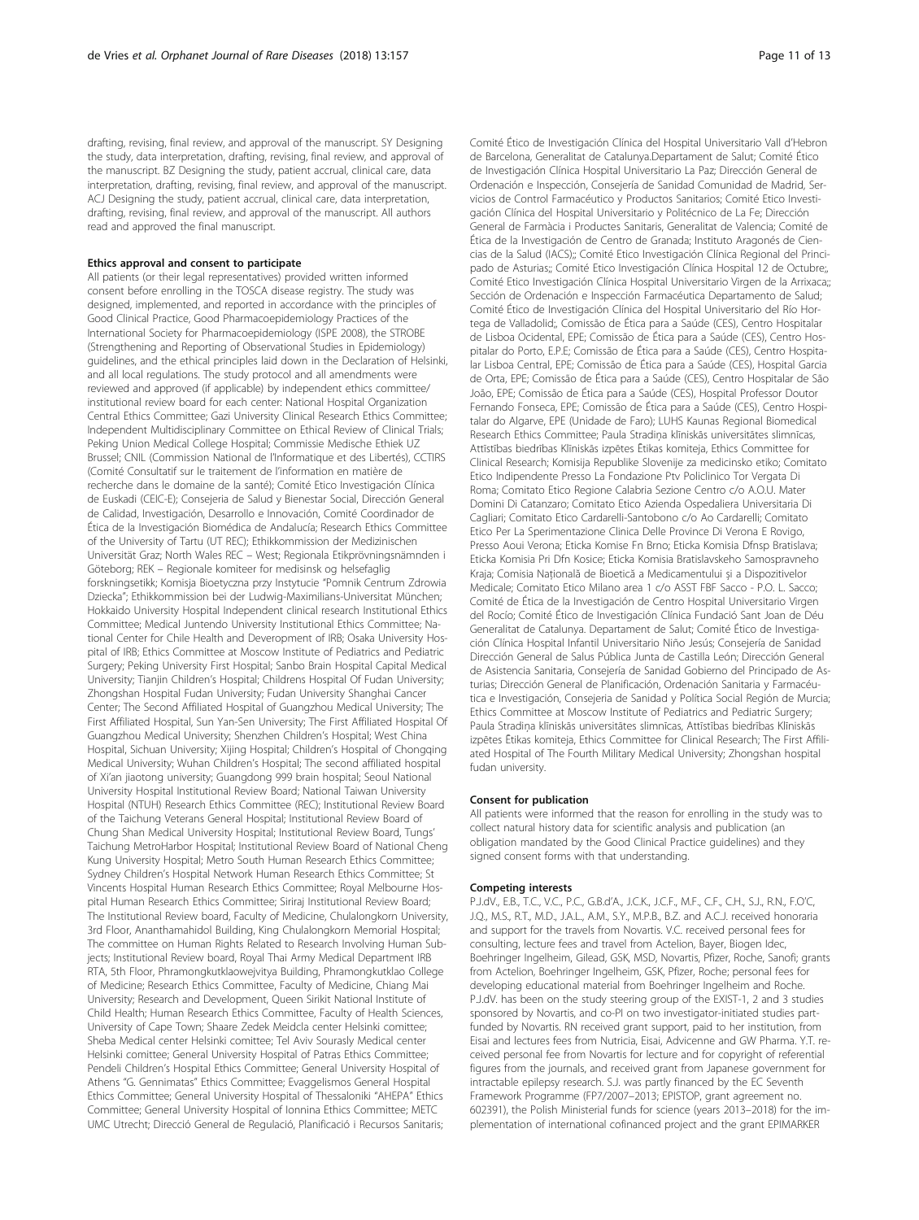drafting, revising, final review, and approval of the manuscript. SY Designing the study, data interpretation, drafting, revising, final review, and approval of the manuscript. BZ Designing the study, patient accrual, clinical care, data interpretation, drafting, revising, final review, and approval of the manuscript. ACJ Designing the study, patient accrual, clinical care, data interpretation, drafting, revising, final review, and approval of the manuscript. All authors read and approved the final manuscript.

#### Ethics approval and consent to participate

All patients (or their legal representatives) provided written informed consent before enrolling in the TOSCA disease registry. The study was designed, implemented, and reported in accordance with the principles of Good Clinical Practice, Good Pharmacoepidemiology Practices of the International Society for Pharmacoepidemiology (ISPE 2008), the STROBE (Strengthening and Reporting of Observational Studies in Epidemiology) guidelines, and the ethical principles laid down in the Declaration of Helsinki, and all local regulations. The study protocol and all amendments were reviewed and approved (if applicable) by independent ethics committee/institutional review board for each center: National Hospital Organization Central Ethics Committee; Gazi University Clinical Research Ethics Committee; Independent Multidisciplinary Committee on Ethical Review of Clinical Trials; Peking Union Medical College Hospital; Commissie Medische Ethiek UZ Brussel; CNIL (Commission National de l'Informatique et des Libertés), CCTIRS (Comité Consultatif sur le traitement de l'information en matière de recherche dans le domaine de la santé); Comité Etico Investigación Clínica de Euskadi (CEIC-E); Consejeria de Salud y Bienestar Social, Dirección General de Calidad, Investigación, Desarrollo e Innovación, Comité Coordinador de Ética de la Investigación Biomédica de Andalucía; Research Ethics Committee of the University of Tartu (UT REC); Ethikkommission der Medizinischen Universität Graz; North Wales REC – West; Regionala Etikprövningsnämnden i Göteborg; REK – Regionale komiteer for medisinsk og helsefaglig forskningsetikk; Komisja Bioetyczna przy Instytucie "Pomnik Centrum Zdrowia Dziecka"; Ethikkommission bei der Ludwig-Maximilians-Universitat München; Hokkaido University Hospital Independent clinical research Institutional Ethics Committee; Medical Juntendo University Institutional Ethics Committee; National Center for Chile Health and Deveropment of IRB; Osaka University Hospital of IRB; Ethics Committee at Moscow Institute of Pediatrics and Pediatric Surgery; Peking University First Hospital; Sanbo Brain Hospital Capital Medical University; Tianjin Children's Hospital; Childrens Hospital Of Fudan University; Zhongshan Hospital Fudan University; Fudan University Shanghai Cancer Center; The Second Affiliated Hospital of Guangzhou Medical University; The First Affiliated Hospital, Sun Yan-Sen University; The First Affiliated Hospital Of Guangzhou Medical University; Shenzhen Children's Hospital; West China Hospital, Sichuan University; Xijing Hospital; Children's Hospital of Chongqing Medical University; Wuhan Children's Hospital; The second affiliated hospital of Xi'an jiaotong university; Guangdong 999 brain hospital; Seoul National University Hospital Institutional Review Board; National Taiwan University Hospital (NTUH) Research Ethics Committee (REC); Institutional Review Board of the Taichung Veterans General Hospital; Institutional Review Board of Chung Shan Medical University Hospital; Institutional Review Board, Tungs' Taichung MetroHarbor Hospital; Institutional Review Board of National Cheng Kung University Hospital; Metro South Human Research Ethics Committee; Sydney Children's Hospital Network Human Research Ethics Committee; St Vincents Hospital Human Research Ethics Committee; Royal Melbourne Hospital Human Research Ethics Committee; Siriraj Institutional Review Board; The Institutional Review board, Faculty of Medicine, Chulalongkorn University, 3rd Floor, Ananthamahidol Building, King Chulalongkorn Memorial Hospital; The committee on Human Rights Related to Research Involving Human Subjects; Institutional Review board, Royal Thai Army Medical Department IRB RTA, 5th Floor, Phramongkutklaowejvitya Building, Phramongkutklao College of Medicine; Research Ethics Committee, Faculty of Medicine, Chiang Mai University; Research and Development, Queen Sirikit National Institute of Child Health; Human Research Ethics Committee, Faculty of Health Sciences, University of Cape Town; Shaare Zedek Meidcla center Helsinki comittee; Sheba Medical center Helsinki comittee; Tel Aviv Sourasly Medical center Helsinki comittee; General University Hospital of Patras Ethics Committee; Pendeli Children's Hospital Ethics Committee; General University Hospital of Athens "G. Gennimatas" Ethics Committee; Evaggelismos General Hospital Ethics Committee; General University Hospital of Thessaloniki "AHEPA" Ethics Committee; General University Hospital of Ionnina Ethics Committee; METC UMC Utrecht; Direcció General de Regulació, Planificació i Recursos Sanitaris; Comité Ético de Investigación Clínica del Hospital Universitario Vall d'Hebron de Barcelona, Generalitat de Catalunya.Departament de Salut; Comité Ético de Investigación Clínica Hospital Universitario La Paz; Dirección General de Ordenación e Inspección, Consejería de Sanidad Comunidad de Madrid, Servicios de Control Farmacéutico y Productos Sanitarios; Comité Etico Investigación Clínica del Hospital Universitario y Politécnico de La Fe; Dirección General de Farmàcia i Productes Sanitaris, Generalitat de Valencia; Comité de Ética de la Investigación de Centro de Granada; Instituto Aragonés de Ciencias de la Salud (IACS);; Comité Etico Investigación Clínica Regional del Principado de Asturias;; Comité Etico Investigación Clínica Hospital 12 de Octubre;, Comité Etico Investigación Clínica Hospital Universitario Virgen de la Arrixaca;; Sección de Ordenación e Inspección Farmacéutica Departamento de Salud; Comité Ético de Investigación Clínica del Hospital Universitario del Río Hortega de Valladolid;, Comissão de Ética para a Saúde (CES), Centro Hospitalar de Lisboa Ocidental, EPE; Comissão de Ética para a Saúde (CES), Centro Hospitalar do Porto, E.P.E; Comissão de Ética para a Saúde (CES), Centro Hospitalar Lisboa Central, EPE; Comissão de Ética para a Saúde (CES), Hospital Garcia de Orta, EPE; Comissão de Ética para a Saúde (CES), Centro Hospitalar de São João, EPE; Comissão de Ética para a Saúde (CES), Hospital Professor Doutor Fernando Fonseca, EPE; Comissão de Ética para a Saúde (CES), Centro Hospitalar do Algarve, EPE (Unidade de Faro); LUHS Kaunas Regional Biomedical Research Ethics Committee; Paula Stradiņa klīniskās universitātes slimnīcas, Attīstības biedrības Klīniskās izpētes Ētikas komiteja, Ethics Committee for Clinical Research; Komisija Republike Slovenije za medicinsko etiko; Comitato Etico Indipendente Presso La Fondazione Ptv Policlinico Tor Vergata Di Roma; Comitato Etico Regione Calabria Sezione Centro c/o A.O.U. Mater Domini Di Catanzaro; Comitato Etico Azienda Ospedaliera Universitaria Di Cagliari; Comitato Etico Cardarelli-Santobono c/o Ao Cardarelli; Comitato Etico Per La Sperimentazione Clinica Delle Province Di Verona E Rovigo, Presso Aoui Verona; Eticka Komise Fn Brno; Eticka Komisia Dfnsp Bratislava; Eticka Komisia Pri Dfn Kosice; Eticka Komisia Bratislavskeho Samospravneho Kraja; Comisia Națională de Bioetică a Medicamentului și a Dispozitivelor Medicale; Comitato Etico Milano area 1 c/o ASST FBF Sacco - P.O. L. Sacco; Comité de Ética de la Investigación de Centro Hospital Universitario Virgen del Rocío; Comité Ético de Investigación Clínica Fundació Sant Joan de Déu Generalitat de Catalunya. Departament de Salut; Comité Ético de Investigación Clínica Hospital Infantil Universitario Niño Jesús; Consejería de Sanidad Dirección General de Salus Pública Junta de Castilla León; Dirección General de Asistencia Sanitaria, Consejería de Sanidad Gobierno del Principado de Asturias; Dirección General de Planificación, Ordenación Sanitaria y Farmacéutica e Investigación, Consejeria de Sanidad y Política Social Región de Murcia; Ethics Committee at Moscow Institute of Pediatrics and Pediatric Surgery; Paula Stradiņa klīniskās universitātes slimnīcas, Attīstības biedrības Klīniskās izpētes Ētikas komiteja, Ethics Committee for Clinical Research; The First Affiliated Hospital of The Fourth Military Medical University; Zhongshan hospital fudan university.

#### Consent for publication

All patients were informed that the reason for enrolling in the study was to collect natural history data for scientific analysis and publication (an obligation mandated by the Good Clinical Practice guidelines) and they signed consent forms with that understanding.

#### Competing interests

P.J.dV., E.B., T.C., V.C., P.C., G.B.d'A., J.C.K., J.C.F., M.F., C.F., C.H., S.J., R.N., F.O'C, J.Q., M.S., R.T., M.D., J.A.L., A.M., S.Y., M.P.B., B.Z. and A.C.J. received honoraria and support for the travels from Novartis. V.C. received personal fees for consulting, lecture fees and travel from Actelion, Bayer, Biogen Idec, Boehringer Ingelheim, Gilead, GSK, MSD, Novartis, Pfizer, Roche, Sanofi; grants from Actelion, Boehringer Ingelheim, GSK, Pfizer, Roche; personal fees for developing educational material from Boehringer Ingelheim and Roche. P.J.dV. has been on the study steering group of the EXIST-1, 2 and 3 studies sponsored by Novartis, and co-PI on two investigator-initiated studies partfunded by Novartis. RN received grant support, paid to her institution, from Eisai and lectures fees from Nutricia, Eisai, Advicenne and GW Pharma. Y.T. received personal fee from Novartis for lecture and for copyright of referential figures from the journals, and received grant from Japanese government for intractable epilepsy research. S.J. was partly financed by the EC Seventh Framework Programme (FP7/2007–2013; EPISTOP, grant agreement no. 602391), the Polish Ministerial funds for science (years 2013–2018) for the implementation of international cofinanced project and the grant EPIMARKER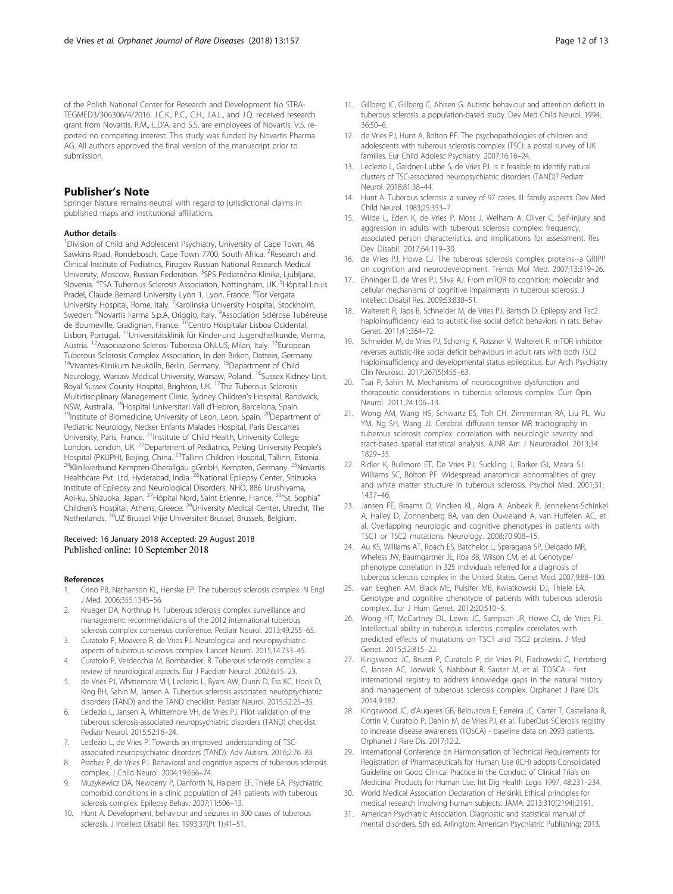of the Polish National Center for Research and Development No STRATEGMED3/306306/4/2016. J.C.K., P.C., C.H., J.A.L., and J.Q. received research grant from Novartis. R.M., L.D'A. and S.S. are employees of Novartis. V.S. reported no competing interest. This study was funded by Novartis Pharma AG. All authors approved the final version of the manuscript prior to submission.

## Publisher's Note

Springer Nature remains neutral with regard to jurisdictional claims in published maps and institutional affiliations.

### Author details

[1]Division of Child and Adolescent Psychiatry, University of Cape Town, 46 Sawkins Road, Rondebosch, Cape Town 7700, South Africa. [2]Research and Clinical Institute of Pediatrics, Pirogov Russian National Research Medical University, Moscow, Russian Federation. [3]SPS Pediatrična Klinika, Ljubljana, Slovenia. [4]TSA Tuberous Sclerosis Association, Nottingham, UK. [5]Hôpital Louis Pradel, Claude Bernard University Lyon 1, Lyon, France. [6]Tor Vergata University Hospital, Rome, Italy. [7]Karolinska University Hospital, Stockholm, Sweden. [8]Novartis Farma S.p.A, Origgio, Italy. [9]Association Sclérose Tubéreuse de Bourneville, Gradignan, France. [10]Centro Hospitalar Lisboa Ocidental, Lisbon, Portugal. [11]Universitätsklinik für Kinder-und Jugendheilkunde, Vienna, Austria. [12]Associazione Sclerosi Tuberosa ONLUS, Milan, Italy. [13]European Tuberous Sclerosis Complex Association, In den Birken, Dattein, Germany. [14]Vivantes-Klinikum Neukölln, Berlin, Germany. [15]Department of Child Neurology, Warsaw Medical University, Warsaw, Poland. [16]Sussex Kidney Unit, Royal Sussex County Hospital, Brighton, UK. [17]The Tuberous Sclerosis Multidisciplinary Management Clinic, Sydney Children's Hospital, Randwick, NSW, Australia. [18]Hospital Universitari Vall d'Hebron, Barcelona, Spain. [19]Institute of Biomedicine, University of Leon, Leon, Spain. [20]Department of Pediatric Neurology, Necker Enfants Malades Hospital, Paris Descartes University, Paris, France. [21]Institute of Child Health, University College London, London, UK. [22]Department of Pediatrics, Peking University People's Hospital (PKUPH), Beijing, China. [23]Tallinn Children Hospital, Tallinn, Estonia. [24]Klinikverbund Kempten-Oberallgäu gGmbH, Kempten, Germany. [25]Novartis Healthcare Pvt. Ltd, Hyderabad, India. [26]National Epilepsy Center, Shizuoka Institute of Epilepsy and Neurological Disorders, NHO, 886 Urushiyama, Aoi-ku, Shizuoka, Japan. [27]Hôpital Nord, Saint Etienne, France. [28]"St. Sophia" Children's Hospital, Athens, Greece. [29]University Medical Center, Utrecht, The Netherlands. [30]UZ Brussel Vrije Universiteit Brussel, Brussels, Belgium.

Received: 16 January 2018 Accepted: 29 August 2018
Published online: 10 September 2018

### References

1. Crino PB, Nathanson KL, Henske EP. The tuberous sclerosis complex. N Engl J Med. 2006;355:1345–56.
2. Krueger DA, Northrup H. Tuberous sclerosis complex surveillance and management: recommendations of the 2012 international tuberous sclerosis complex consensus conference. Pediatr Neurol. 2013;49:255–65.
3. Curatolo P, Moavero R, de Vries PJ. Neurological and neuropsychiatric aspects of tuberous sclerosis complex. Lancet Neurol. 2015;14:733–45.
4. Curatolo P, Verdecchia M, Bombardieri R. Tuberous sclerosis complex: a review of neurological aspects. Eur J Paediatr Neurol. 2002;6:15–23.
5. de Vries PJ, Whittemore VH, Leclezio L, Byars AW, Dunn D, Ess KC, Hook D, King BH, Sahin M, Jansen A. Tuberous sclerosis associated neuropsychiatric disorders (TAND) and the TAND checklist. Pediatr Neurol. 2015;52:25–35.
6. Leclezio L, Jansen A, Whittemore VH, de Vries PJ. Pilot validation of the tuberous sclerosis-associated neuropsychiatric disorders (TAND) checklist. Pediatr Neurol. 2015;52:16–24.
7. Leclezio L, de Vries P. Towards an improved understanding of TSC-associated neuropsychiatric disorders (TAND). Adv Autism. 2016;2:76–83.
8. Prather P, de Vries PJ. Behavioral and cognitive aspects of tuberous sclerosis complex. J Child Neurol. 2004;19:666–74.
9. Muzykewicz DA, Newberry P, Danforth N, Halpern EF, Thiele EA. Psychiatric comorbid conditions in a clinic population of 241 patients with tuberous sclerosis complex. Epilepsy Behav. 2007;11:506–13.
10. Hunt A. Development, behaviour and seizures in 300 cases of tuberous sclerosis. J Intellect Disabil Res. 1993;37(Pt 1):41–51.
11. Gillberg IC, Gillberg C, Ahlsen G. Autistic behaviour and attention deficits in tuberous sclerosis: a population-based study. Dev Med Child Neurol. 1994;36:50–6.
12. de Vries PJ, Hunt A, Bolton PF. The psychopathologies of children and adolescents with tuberous sclerosis complex (TSC): a postal survey of UK families. Eur Child Adolesc Psychiatry. 2007;16:16–24.
13. Leclezio L, Gardner-Lubbe S, de Vries PJ. Is it feasible to identify natural clusters of TSC-associated neuropsychiatric disorders (TAND)? Pediatr Neurol. 2018;81:38–44.
14. Hunt A. Tuberous sclerosis: a survey of 97 cases. III: family aspects. Dev Med Child Neurol. 1983;25:353–7.
15. Wilde L, Eden K, de Vries P, Moss J, Welham A, Oliver C. Self-injury and aggression in adults with tuberous sclerosis complex: frequency, associated person characteristics, and implications for assessment. Res Dev Disabil. 2017;64:119–30.
16. de Vries PJ, Howe CJ. The tuberous sclerosis complex proteins--a GRIPP on cognition and neurodevelopment. Trends Mol Med. 2007;13:319–26.
17. Ehninger D, de Vries PJ, Silva AJ. From mTOR to cognition: molecular and cellular mechanisms of cognitive impairments in tuberous sclerosis. J Intellect Disabil Res. 2009;53:838–51.
18. Waltereit R, Japs B, Schneider M, de Vries PJ, Bartsch D. Epilepsy and Tsc2 haploinsufficiency lead to autistic-like social deficit behaviors in rats. Behav Genet. 2011;41:364–72.
19. Schneider M, de Vries PJ, Schonig K, Rossner V, Waltereit R. mTOR inhibitor reverses autistic-like social deficit behaviours in adult rats with both *TSC2* haploinsufficiency and developmental status epilepticus. Eur Arch Psychiatry Clin Neurosci. 2017;267(5):455–63.
20. Tsai P, Sahin M. Mechanisms of neurocognitive dysfunction and therapeutic considerations in tuberous sclerosis complex. Curr Opin Neurol. 2011;24:106–13.
21. Wong AM, Wang HS, Schwartz ES, Toh CH, Zimmerman RA, Liu PL, Wu YM, Ng SH, Wang JJ. Cerebral diffusion tensor MR tractography in tuberous sclerosis complex: correlation with neurologic severity and tract-based spatial statistical analysis. AJNR Am J Neuroradiol. 2013;34:1829–35.
22. Ridler K, Bullmore ET, De Vries PJ, Suckling J, Barker GJ, Meara SJ, Williams SC, Bolton PF. Widespread anatomical abnormalities of grey and white matter structure in tuberous sclerosis. Psychol Med. 2001;31:1437–46.
23. Jansen FE, Braams O, Vincken KL, Algra A, Anbeek P, Jennekens-Schinkel A, Halley D, Zonnenberg BA, van den Ouweland A, van Huffelen AC, et al. Overlapping neurologic and cognitive phenotypes in patients with TSC1 or TSC2 mutations. Neurology. 2008;70:908–15.
24. Au KS, Williams AT, Roach ES, Batchelor L, Sparagana SP, Delgado MR, Wheless JW, Baumgartner JE, Roa BB, Wilson CM, et al. Genotype/phenotype correlation in 325 individuals referred for a diagnosis of tuberous sclerosis complex in the United States. Genet Med. 2007;9:88–100.
25. van Eeghen AM, Black ME, Pulsifer MB, Kwiatkowski DJ, Thiele EA. Genotype and cognitive phenotype of patients with tuberous sclerosis complex. Eur J Hum Genet. 2012;20:510–5.
26. Wong HT, McCartney DL, Lewis JC, Sampson JR, Howe CJ, de Vries PJ. Intellectual ability in tuberous sclerosis complex correlates with predicted effects of mutations on TSC1 and TSC2 proteins. J Med Genet. 2015;52:815–22.
27. Kingswood JC, Bruzzi P, Curatolo P, de Vries PJ, Fladrowski C, Hertzberg C, Jansen AC, Jozwiak S, Nabbout R, Sauter M, et al. TOSCA - first international registry to address knowledge gaps in the natural history and management of tuberous sclerosis complex. Orphanet J Rare Dis. 2014;9:182.
28. Kingswood JC, d'Augeres GB, Belousova E, Ferreira JC, Carter T, Castellana R, Cottin V, Curatolo P, Dahlin M, de Vries PJ, et al. TuberOus SClerosis registry to increase disease awareness (TOSCA) - baseline data on 2093 patients. Orphanet J Rare Dis. 2017;12:2.
29. International Conference on Harmonisation of Technical Requirements for Registration of Pharmaceuticals for Human Use (ICH) adopts Consolidated Guideline on Good Clinical Practice in the Conduct of Clinical Trials on Medicinal Products for Human Use. Int Dig Health Legis 1997, 48:231–234.
30. World Medical Association Declaration of Helsinki. Ethical principles for medical research involving human subjects. JAMA. 2013;310(2194):2191.
31. American Psychiatric Association. Diagnostic and statistical manual of mental disorders. 5th ed. Arlington: American Psychiatric Publishing; 2013.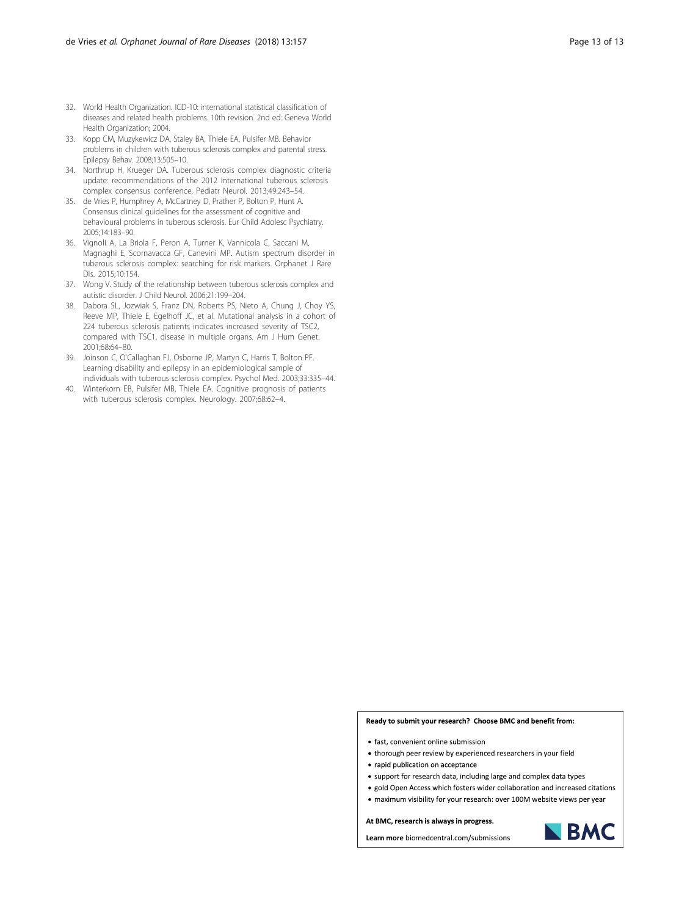32. World Health Organization. ICD-10: international statistical classification of diseases and related health problems. 10th revision. 2nd ed: Geneva World Health Organization; 2004.
33. Kopp CM, Muzykewicz DA, Staley BA, Thiele EA, Pulsifer MB. Behavior problems in children with tuberous sclerosis complex and parental stress. Epilepsy Behav. 2008;13:505–10.
34. Northrup H, Krueger DA. Tuberous sclerosis complex diagnostic criteria update: recommendations of the 2012 International tuberous sclerosis complex consensus conference. Pediatr Neurol. 2013;49:243–54.
35. de Vries P, Humphrey A, McCartney D, Prather P, Bolton P, Hunt A. Consensus clinical guidelines for the assessment of cognitive and behavioural problems in tuberous sclerosis. Eur Child Adolesc Psychiatry. 2005;14:183–90.
36. Vignoli A, La Briola F, Peron A, Turner K, Vannicola C, Saccani M, Magnaghi E, Scornavacca GF, Canevini MP. Autism spectrum disorder in tuberous sclerosis complex: searching for risk markers. Orphanet J Rare Dis. 2015;10:154.
37. Wong V. Study of the relationship between tuberous sclerosis complex and autistic disorder. J Child Neurol. 2006;21:199–204.
38. Dabora SL, Jozwiak S, Franz DN, Roberts PS, Nieto A, Chung J, Choy YS, Reeve MP, Thiele E, Egelhoff JC, et al. Mutational analysis in a cohort of 224 tuberous sclerosis patients indicates increased severity of TSC2, compared with TSC1, disease in multiple organs. Am J Hum Genet. 2001;68:64–80.
39. Joinson C, O'Callaghan FJ, Osborne JP, Martyn C, Harris T, Bolton PF. Learning disability and epilepsy in an epidemiological sample of individuals with tuberous sclerosis complex. Psychol Med. 2003;33:335–44.
40. Winterkorn EB, Pulsifer MB, Thiele EA. Cognitive prognosis of patients with tuberous sclerosis complex. Neurology. 2007;68:62–4.

**Ready to submit your research? Choose BMC and benefit from:**

- fast, convenient online submission
- thorough peer review by experienced researchers in your field
- rapid publication on acceptance
- support for research data, including large and complex data types
- gold Open Access which fosters wider collaboration and increased citations
- maximum visibility for your research: over 100M website views per year

**At BMC, research is always in progress.**

**Learn more** biomedcentral.com/submissions

BMC